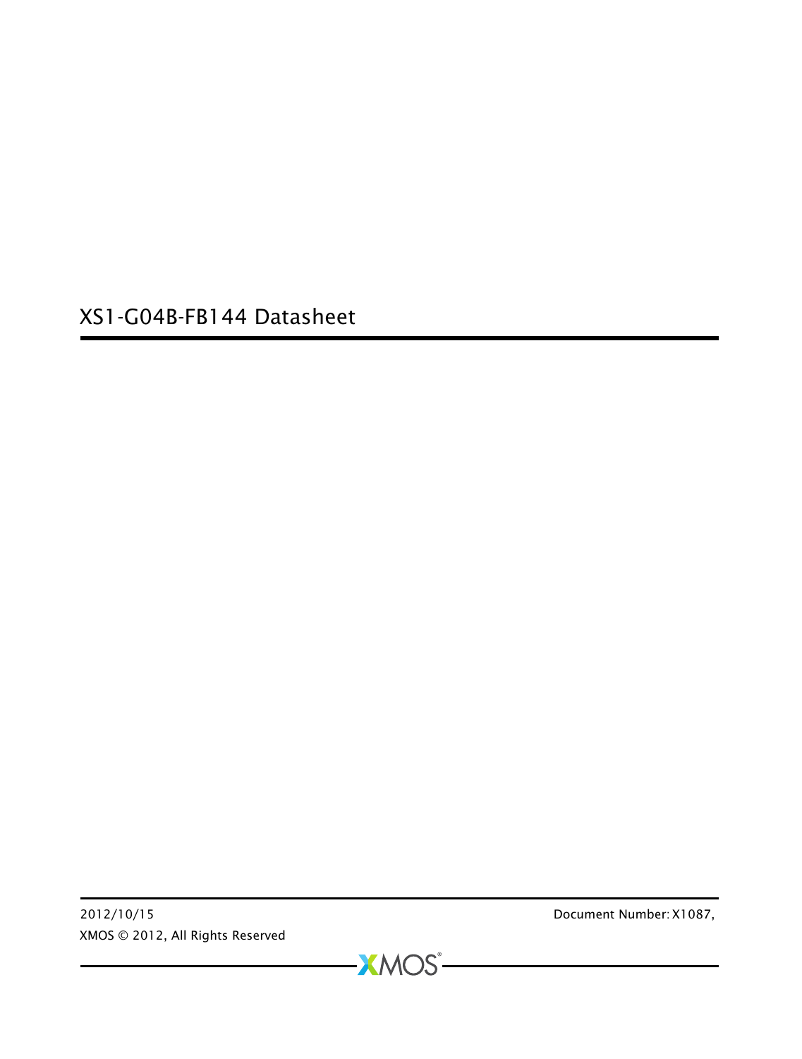# XS1-G04B-FB144 Datasheet

2012/10/15

Document Number: X1087,

XMOS © 2012, All Rights Reserved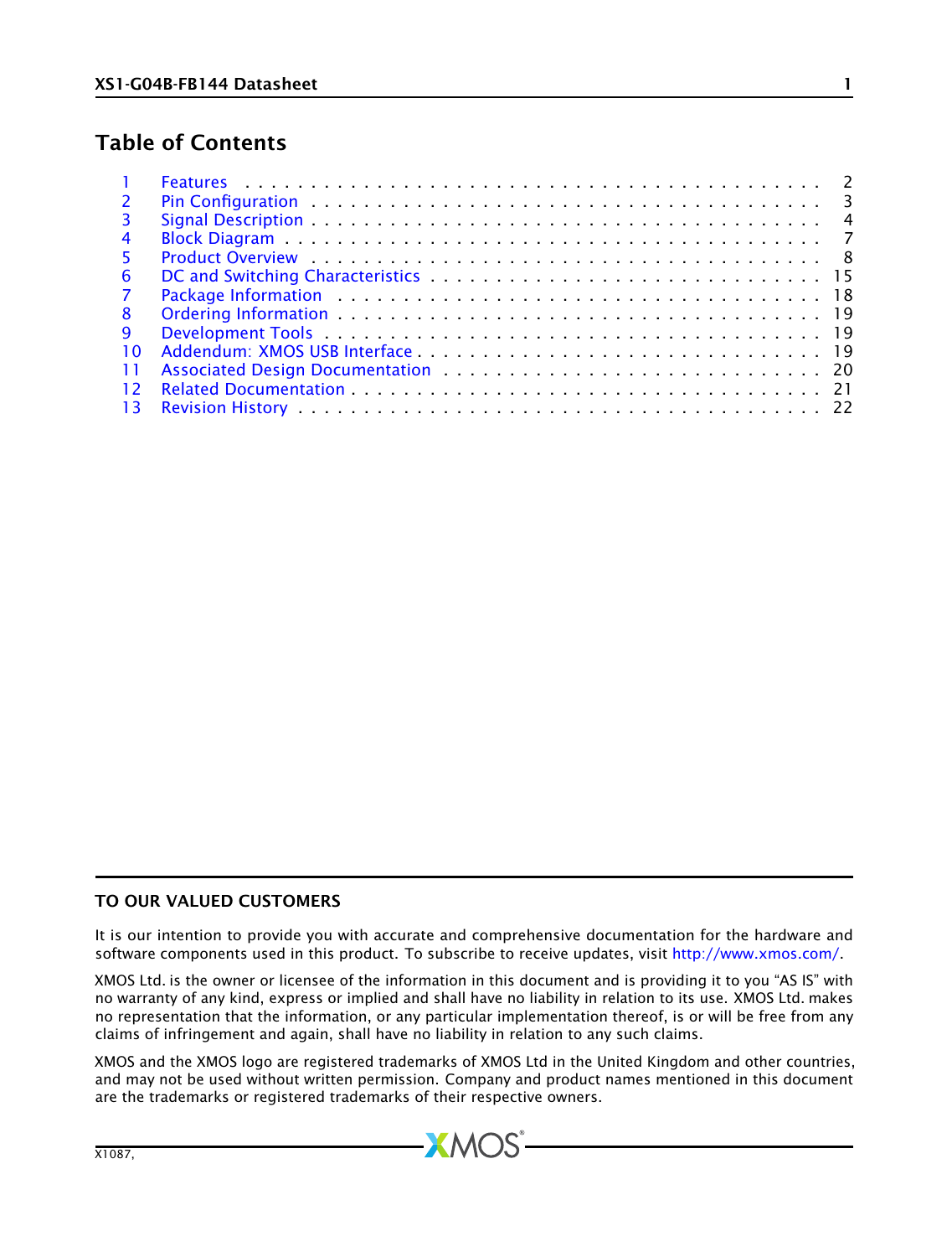# Table of Contents

| | | |
|---|---|---|
| 1 | Features | 2 |
| 2 | Pin Configuration | 3 |
| 3 | Signal Description | 4 |
| 4 | Block Diagram | 7 |
| 5 | Product Overview | 8 |
| 6 | DC and Switching Characteristics | 15 |
| 7 | Package Information | 18 |
| 8 | Ordering Information | 19 |
| 9 | Development Tools | 19 |
| 10 | Addendum: XMOS USB Interface | 19 |
| 11 | Associated Design Documentation | 20 |
| 12 | Related Documentation | 21 |
| 13 | Revision History | 22 |

## TO OUR VALUED CUSTOMERS

It is our intention to provide you with accurate and comprehensive documentation for the hardware and software components used in this product. To subscribe to receive updates, visit http://www.xmos.com/.

XMOS Ltd. is the owner or licensee of the information in this document and is providing it to you "AS IS" with no warranty of any kind, express or implied and shall have no liability in relation to its use. XMOS Ltd. makes no representation that the information, or any particular implementation thereof, is or will be free from any claims of infringement and again, shall have no liability in relation to any such claims.

XMOS and the XMOS logo are registered trademarks of XMOS Ltd in the United Kingdom and other countries, and may not be used without written permission. Company and product names mentioned in this document are the trademarks or registered trademarks of their respective owners.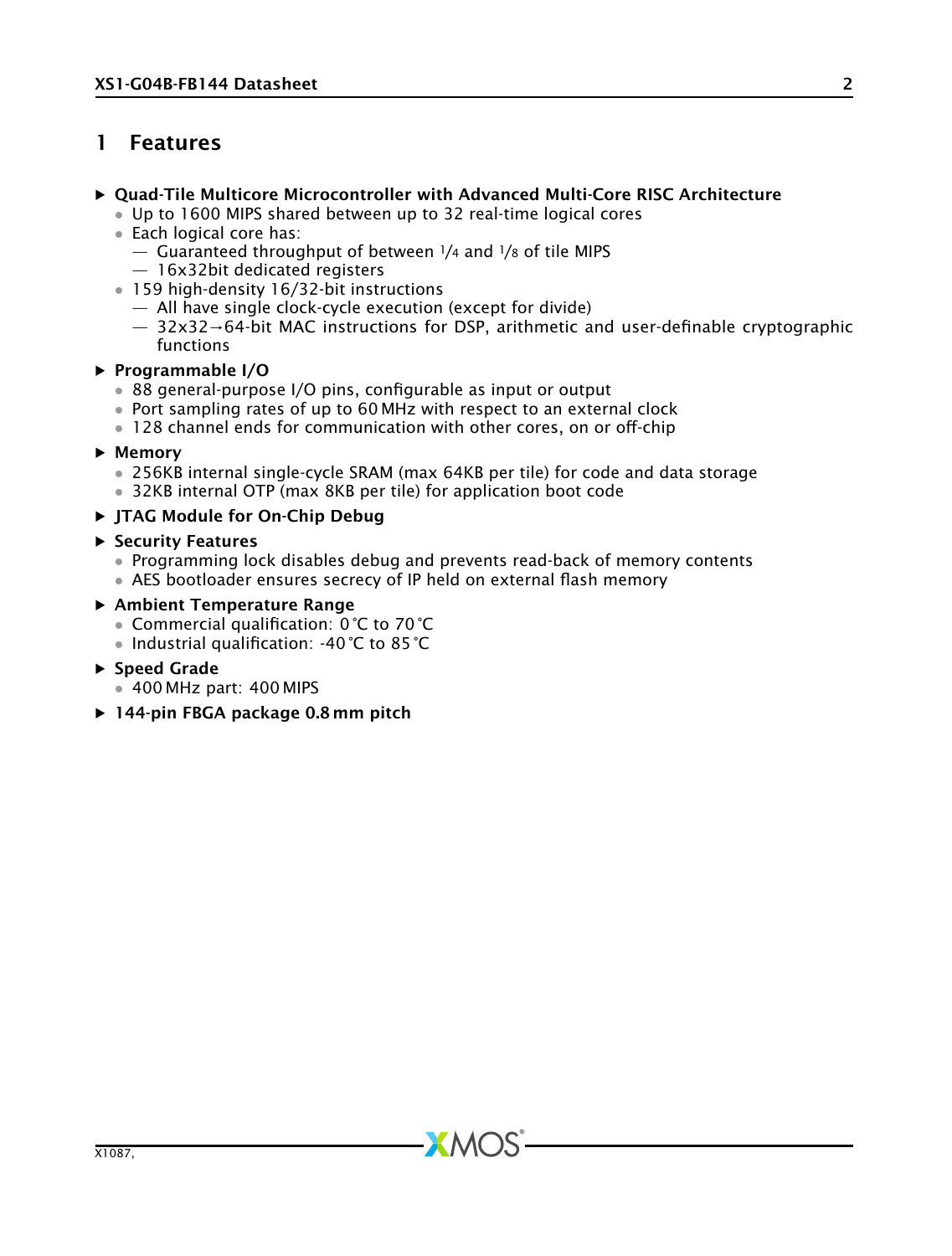# 1 Features

- **Quad-Tile Multicore Microcontroller with Advanced Multi-Core RISC Architecture**
  - Up to 1600 MIPS shared between up to 32 real-time logical cores
  - Each logical core has:
    - Guaranteed throughput of between 1/4 and 1/8 of tile MIPS
    - 16x32bit dedicated registers
  - 159 high-density 16/32-bit instructions
    - All have single clock-cycle execution (except for divide)
    - 32x32→64-bit MAC instructions for DSP, arithmetic and user-definable cryptographic functions
- **Programmable I/O**
  - 88 general-purpose I/O pins, configurable as input or output
  - Port sampling rates of up to 60 MHz with respect to an external clock
  - 128 channel ends for communication with other cores, on or off-chip
- **Memory**
  - 256KB internal single-cycle SRAM (max 64KB per tile) for code and data storage
  - 32KB internal OTP (max 8KB per tile) for application boot code
- **JTAG Module for On-Chip Debug**
- **Security Features**
  - Programming lock disables debug and prevents read-back of memory contents
  - AES bootloader ensures secrecy of IP held on external flash memory
- **Ambient Temperature Range**
  - Commercial qualification: 0 °C to 70 °C
  - Industrial qualification: -40 °C to 85 °C
- **Speed Grade**
  - 400 MHz part: 400 MIPS
- **144-pin FBGA package 0.8 mm pitch**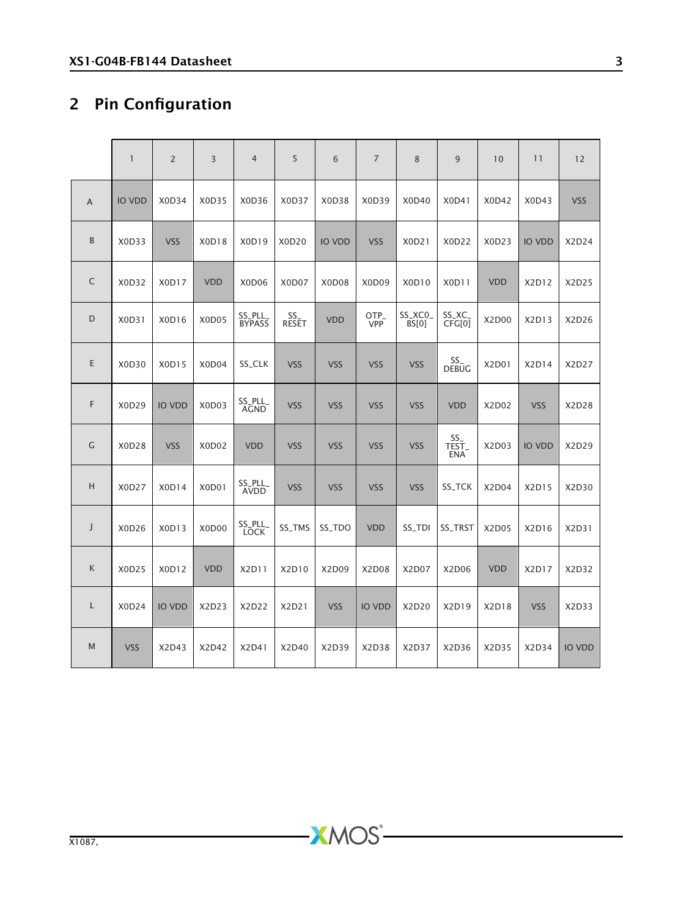## 2 Pin Configuration

| | 1 | 2 | 3 | 4 | 5 | 6 | 7 | 8 | 9 | 10 | 11 | 12 |
|---|---|---|---|---|---|---|---|---|---|---|---|---|
| A | IO VDD | X0D34 | X0D35 | X0D36 | X0D37 | X0D38 | X0D39 | X0D40 | X0D41 | X0D42 | X0D43 | VSS |
| B | X0D33 | VSS | X0D18 | X0D19 | X0D20 | IO VDD | VSS | X0D21 | X0D22 | X0D23 | IO VDD | X2D24 |
| C | X0D32 | X0D17 | VDD | X0D06 | X0D07 | X0D08 | X0D09 | X0D10 | X0D11 | VDD | X2D12 | X2D25 |
| D | X0D31 | X0D16 | X0D05 | SS_PLL_BYPASS | SS_RESET | VDD | OTP_VPP | SS_XC0_BS[0] | SS_XC_CFG[0] | X2D00 | X2D13 | X2D26 |
| E | X0D30 | X0D15 | X0D04 | SS_CLK | VSS | VSS | VSS | VSS | SS_DEBUG | X2D01 | X2D14 | X2D27 |
| F | X0D29 | IO VDD | X0D03 | SS_PLL_AGND | VSS | VSS | VSS | VSS | VDD | X2D02 | VSS | X2D28 |
| G | X0D28 | VSS | X0D02 | VDD | VSS | VSS | VSS | VSS | SS_TEST_ENA | X2D03 | IO VDD | X2D29 |
| H | X0D27 | X0D14 | X0D01 | SS_PLL_AVDD | VSS | VSS | VSS | VSS | SS_TCK | X2D04 | X2D15 | X2D30 |
| J | X0D26 | X0D13 | X0D00 | SS_PLL_LOCK | SS_TMS | SS_TDO | VDD | SS_TDI | SS_TRST | X2D05 | X2D16 | X2D31 |
| K | X0D25 | X0D12 | VDD | X2D11 | X2D10 | X2D09 | X2D08 | X2D07 | X2D06 | VDD | X2D17 | X2D32 |
| L | X0D24 | IO VDD | X2D23 | X2D22 | X2D21 | VSS | IO VDD | X2D20 | X2D19 | X2D18 | VSS | X2D33 |
| M | VSS | X2D43 | X2D42 | X2D41 | X2D40 | X2D39 | X2D38 | X2D37 | X2D36 | X2D35 | X2D34 | IO VDD |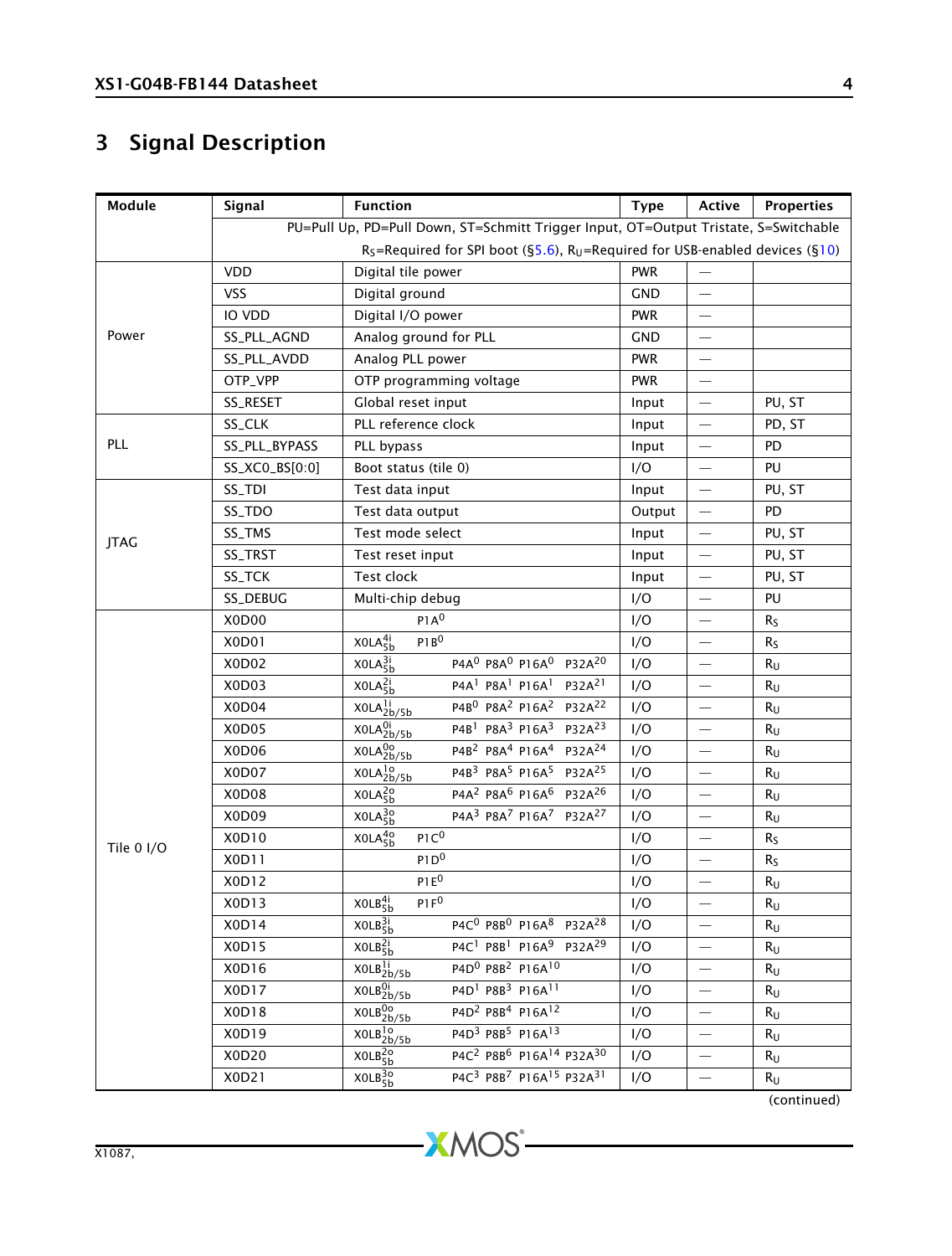## 3 Signal Description

| Module | Signal | Function | Type | Active | Properties |
|---|---|---|---|---|---|
| | PU=Pull Up, PD=Pull Down, ST=Schmitt Trigger Input, OT=Output Tristate, S=Switchable $R_S$=Required for SPI boot (§5.6), $R_U$=Required for USB-enabled devices (§10) | | | | |
| Power | VDD | Digital tile power | PWR | — | |
| | VSS | Digital ground | GND | — | |
| | IO VDD | Digital I/O power | PWR | — | |
| | SS_PLL_AGND | Analog ground for PLL | GND | — | |
| | SS_PLL_AVDD | Analog PLL power | PWR | — | |
| | OTP_VPP | OTP programming voltage | PWR | — | |
| | SS_RESET | Global reset input | Input | — | PU, ST |
| PLL | SS_CLK | PLL reference clock | Input | — | PD, ST |
| | SS_PLL_BYPASS | PLL bypass | Input | — | PD |
| | SS_XC0_BS[0:0] | Boot status (tile 0) | I/O | — | PU |
| JTAG | SS_TDI | Test data input | Input | — | PU, ST |
| | SS_TDO | Test data output | Output | — | PD |
| | SS_TMS | Test mode select | Input | — | PU, ST |
| | SS_TRST | Test reset input | Input | — | PU, ST |
| | SS_TCK | Test clock | Input | — | PU, ST |
| | SS_DEBUG | Multi-chip debug | I/O | — | PU |
| Tile 0 I/O | X0D00 | $P1A^0$ | I/O | — | $R_S$ |
| | X0D01 | $X0LA^{4i}_{5b}$ $P1B^0$ | I/O | — | $R_S$ |
| | X0D02 | $X0LA^{3i}_{5b}$ $P4A^0$ $P8A^0$ $P16A^0$ $P32A^{20}$ | I/O | — | $R_U$ |
| | X0D03 | $X0LA^{2i}_{5b}$ $P4A^1$ $P8A^1$ $P16A^1$ $P32A^{21}$ | I/O | — | $R_U$ |
| | X0D04 | $X0LA^{1i}_{2b/5b}$ $P4B^0$ $P8A^2$ $P16A^2$ $P32A^{22}$ | I/O | — | $R_U$ |
| | X0D05 | $X0LA^{0i}_{2b/5b}$ $P4B^1$ $P8A^3$ $P16A^3$ $P32A^{23}$ | I/O | — | $R_U$ |
| | X0D06 | $X0LA^{0o}_{2b/5b}$ $P4B^2$ $P8A^4$ $P16A^4$ $P32A^{24}$ | I/O | — | $R_U$ |
| | X0D07 | $X0LA^{1o}_{2b/5b}$ $P4B^3$ $P8A^5$ $P16A^5$ $P32A^{25}$ | I/O | — | $R_U$ |
| | X0D08 | $X0LA^{2o}_{5b}$ $P4A^2$ $P8A^6$ $P16A^6$ $P32A^{26}$ | I/O | — | $R_U$ |
| | X0D09 | $X0LA^{3o}_{5b}$ $P4A^3$ $P8A^7$ $P16A^7$ $P32A^{27}$ | I/O | — | $R_U$ |
| | X0D10 | $X0LA^{4o}_{5b}$ $P1C^0$ | I/O | — | $R_S$ |
| | X0D11 | $P1D^0$ | I/O | — | $R_S$ |
| | X0D12 | $P1E^0$ | I/O | — | $R_U$ |
| | X0D13 | $X0LB^{4i}_{5b}$ $P1F^0$ | I/O | — | $R_U$ |
| | X0D14 | $X0LB^{3i}_{5b}$ $P4C^0$ $P8B^0$ $P16A^8$ $P32A^{28}$ | I/O | — | $R_U$ |
| | X0D15 | $X0LB^{2i}_{5b}$ $P4C^1$ $P8B^1$ $P16A^9$ $P32A^{29}$ | I/O | — | $R_U$ |
| | X0D16 | $X0LB^{1i}_{2b/5b}$ $P4D^0$ $P8B^2$ $P16A^{10}$ | I/O | — | $R_U$ |
| | X0D17 | $X0LB^{0i}_{2b/5b}$ $P4D^1$ $P8B^3$ $P16A^{11}$ | I/O | — | $R_U$ |
| | X0D18 | $X0LB^{0o}_{2b/5b}$ $P4D^2$ $P8B^4$ $P16A^{12}$ | I/O | — | $R_U$ |
| | X0D19 | $X0LB^{1o}_{2b/5b}$ $P4D^3$ $P8B^5$ $P16A^{13}$ | I/O | — | $R_U$ |
| | X0D20 | $X0LB^{2o}_{5b}$ $P4C^2$ $P8B^6$ $P16A^{14}$ $P32A^{30}$ | I/O | — | $R_U$ |
| | X0D21 | $X0LB^{3o}_{5b}$ $P4C^3$ $P8B^7$ $P16A^{15}$ $P32A^{31}$ | I/O | — | $R_U$ |

(continued)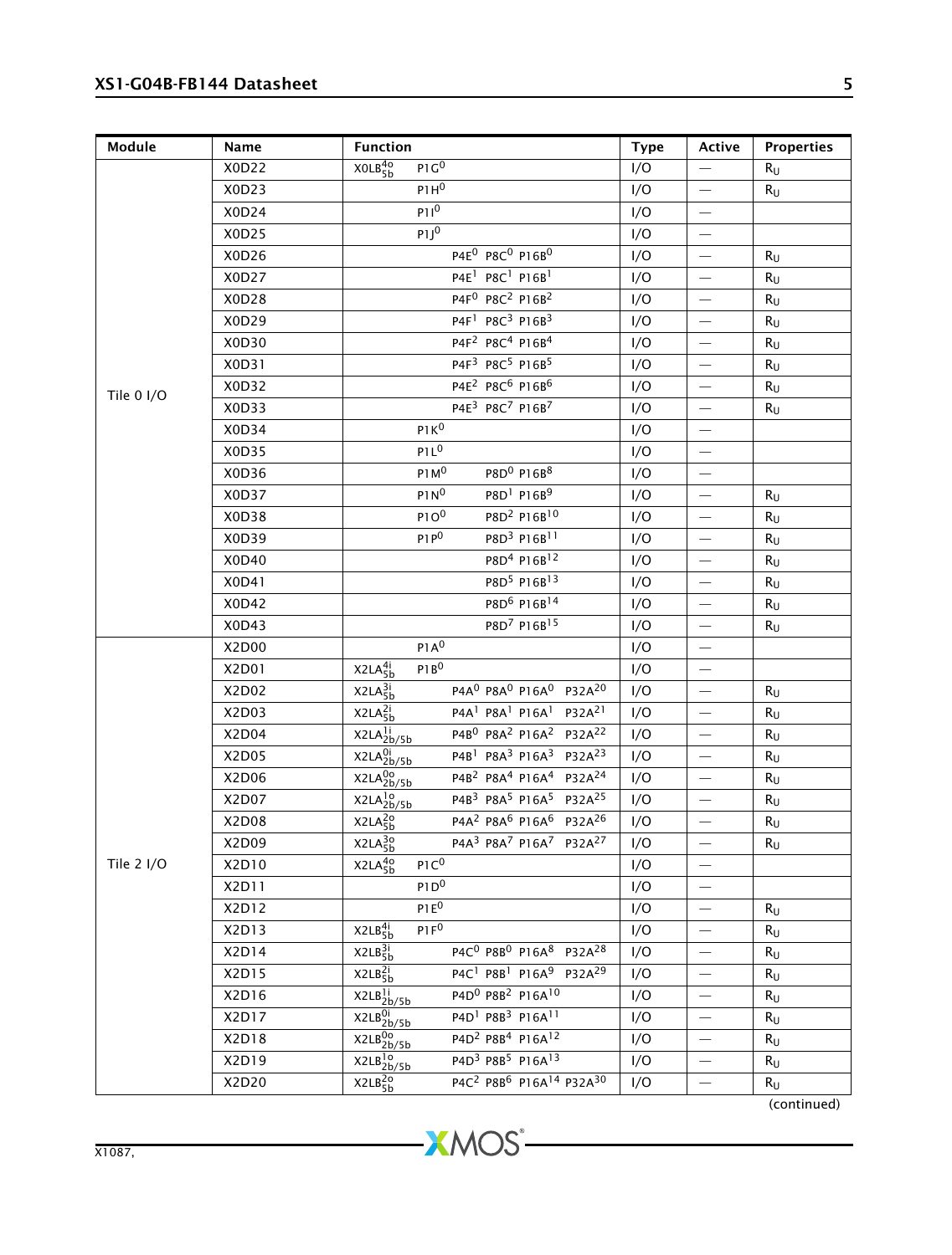| Module | Name | Function | Type | Active | Properties |
|---|---|---|---|---|---|
| Tile 0 I/O | X0D22 | $X0LB^{4o}_{5b}$ $P1G^0$ | I/O | — | $R_U$ |
| | X0D23 | $P1H^0$ | I/O | — | $R_U$ |
| | X0D24 | $P1I^0$ | I/O | — | |
| | X0D25 | $P1J^0$ | I/O | — | |
| | X0D26 | $P4E^0$ $P8C^0$ $P16B^0$ | I/O | — | $R_U$ |
| | X0D27 | $P4E^1$ $P8C^1$ $P16B^1$ | I/O | — | $R_U$ |
| | X0D28 | $P4F^0$ $P8C^2$ $P16B^2$ | I/O | — | $R_U$ |
| | X0D29 | $P4F^1$ $P8C^3$ $P16B^3$ | I/O | — | $R_U$ |
| | X0D30 | $P4F^2$ $P8C^4$ $P16B^4$ | I/O | — | $R_U$ |
| | X0D31 | $P4F^3$ $P8C^5$ $P16B^5$ | I/O | — | $R_U$ |
| | X0D32 | $P4E^2$ $P8C^6$ $P16B^6$ | I/O | — | $R_U$ |
| | X0D33 | $P4E^3$ $P8C^7$ $P16B^7$ | I/O | — | $R_U$ |
| | X0D34 | $P1K^0$ | I/O | — | |
| | X0D35 | $P1L^0$ | I/O | — | |
| | X0D36 | $P1M^0$ $P8D^0$ $P16B^8$ | I/O | — | |
| | X0D37 | $P1N^0$ $P8D^1$ $P16B^9$ | I/O | — | $R_U$ |
| | X0D38 | $P1O^0$ $P8D^2$ $P16B^{10}$ | I/O | — | $R_U$ |
| | X0D39 | $P1P^0$ $P8D^3$ $P16B^{11}$ | I/O | — | $R_U$ |
| | X0D40 | $P8D^4$ $P16B^{12}$ | I/O | — | $R_U$ |
| | X0D41 | $P8D^5$ $P16B^{13}$ | I/O | — | $R_U$ |
| | X0D42 | $P8D^6$ $P16B^{14}$ | I/O | — | $R_U$ |
| | X0D43 | $P8D^7$ $P16B^{15}$ | I/O | — | $R_U$ |
| Tile 2 I/O | X2D00 | $P1A^0$ | I/O | — | |
| | X2D01 | $X2LA^{4i}_{5b}$ $P1B^0$ | I/O | — | |
| | X2D02 | $X2LA^{3i}_{5b}$ $P4A^0$ $P8A^0$ $P16A^0$ $P32A^{20}$ | I/O | — | $R_U$ |
| | X2D03 | $X2LA^{2i}_{5b}$ $P4A^1$ $P8A^1$ $P16A^1$ $P32A^{21}$ | I/O | — | $R_U$ |
| | X2D04 | $X2LA^{1i}_{2b/5b}$ $P4B^0$ $P8A^2$ $P16A^2$ $P32A^{22}$ | I/O | — | $R_U$ |
| | X2D05 | $X2LA^{0i}_{2b/5b}$ $P4B^1$ $P8A^3$ $P16A^3$ $P32A^{23}$ | I/O | — | $R_U$ |
| | X2D06 | $X2LA^{0o}_{2b/5b}$ $P4B^2$ $P8A^4$ $P16A^4$ $P32A^{24}$ | I/O | — | $R_U$ |
| | X2D07 | $X2LA^{1o}_{2b/5b}$ $P4B^3$ $P8A^5$ $P16A^5$ $P32A^{25}$ | I/O | — | $R_U$ |
| | X2D08 | $X2LA^{2o}_{5b}$ $P4A^2$ $P8A^6$ $P16A^6$ $P32A^{26}$ | I/O | — | $R_U$ |
| | X2D09 | $X2LA^{3o}_{5b}$ $P4A^3$ $P8A^7$ $P16A^7$ $P32A^{27}$ | I/O | — | $R_U$ |
| | X2D10 | $X2LA^{4o}_{5b}$ $P1C^0$ | I/O | — | |
| | X2D11 | $P1D^0$ | I/O | — | |
| | X2D12 | $P1E^0$ | I/O | — | $R_U$ |
| | X2D13 | $X2LB^{4i}_{5b}$ $P1F^0$ | I/O | — | $R_U$ |
| | X2D14 | $X2LB^{3i}_{5b}$ $P4C^0$ $P8B^0$ $P16A^8$ $P32A^{28}$ | I/O | — | $R_U$ |
| | X2D15 | $X2LB^{2i}_{5b}$ $P4C^1$ $P8B^1$ $P16A^9$ $P32A^{29}$ | I/O | — | $R_U$ |
| | X2D16 | $X2LB^{1i}_{2b/5b}$ $P4D^0$ $P8B^2$ $P16A^{10}$ | I/O | — | $R_U$ |
| | X2D17 | $X2LB^{0i}_{2b/5b}$ $P4D^1$ $P8B^3$ $P16A^{11}$ | I/O | — | $R_U$ |
| | X2D18 | $X2LB^{0o}_{2b/5b}$ $P4D^2$ $P8B^4$ $P16A^{12}$ | I/O | — | $R_U$ |
| | X2D19 | $X2LB^{1o}_{2b/5b}$ $P4D^3$ $P8B^5$ $P16A^{13}$ | I/O | — | $R_U$ |
| | X2D20 | $X2LB^{2o}_{5b}$ $P4C^2$ $P8B^6$ $P16A^{14}$ $P32A^{30}$ | I/O | — | $R_U$ |

(continued)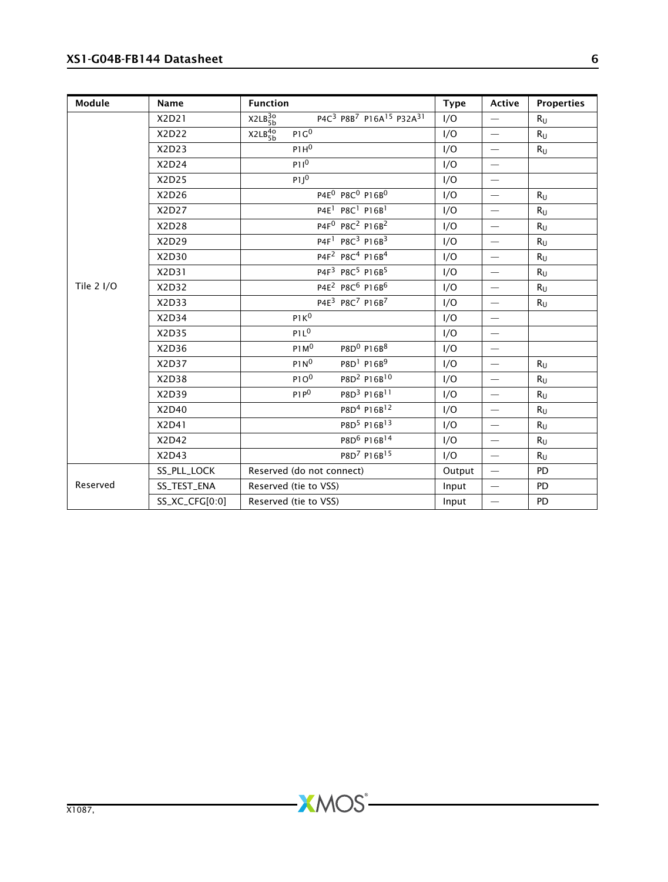| Module | Name | Function | Type | Active | Properties |
|---|---|---|---|---|---|
| Tile 2 I/O | X2D21 | $X2LB^{3o}_{5b}$ P4C[3] P8B[7] P16A[15] P32A[31] | I/O | — | $R_U$ |
| | X2D22 | $X2LB^{4o}_{5b}$ P1G[0] | I/O | — | $R_U$ |
| | X2D23 | P1H[0] | I/O | — | $R_U$ |
| | X2D24 | P1I[0] | I/O | — | |
| | X2D25 | P1J[0] | I/O | — | |
| | X2D26 | P4E[0] P8C[0] P16B[0] | I/O | — | $R_U$ |
| | X2D27 | P4E[1] P8C[1] P16B[1] | I/O | — | $R_U$ |
| | X2D28 | P4F[0] P8C[2] P16B[2] | I/O | — | $R_U$ |
| | X2D29 | P4F[1] P8C[3] P16B[3] | I/O | — | $R_U$ |
| | X2D30 | P4F[2] P8C[4] P16B[4] | I/O | — | $R_U$ |
| | X2D31 | P4F[3] P8C[5] P16B[5] | I/O | — | $R_U$ |
| | X2D32 | P4E[2] P8C[6] P16B[6] | I/O | — | $R_U$ |
| | X2D33 | P4E[3] P8C[7] P16B[7] | I/O | — | $R_U$ |
| | X2D34 | P1K[0] | I/O | — | |
| | X2D35 | P1L[0] | I/O | — | |
| | X2D36 | P1M[0] P8D[0] P16B[8] | I/O | — | |
| | X2D37 | P1N[0] P8D[1] P16B[9] | I/O | — | $R_U$ |
| | X2D38 | P1O[0] P8D[2] P16B[10] | I/O | — | $R_U$ |
| | X2D39 | P1P[0] P8D[3] P16B[11] | I/O | — | $R_U$ |
| | X2D40 | P8D[4] P16B[12] | I/O | — | $R_U$ |
| | X2D41 | P8D[5] P16B[13] | I/O | — | $R_U$ |
| | X2D42 | P8D[6] P16B[14] | I/O | — | $R_U$ |
| | X2D43 | P8D[7] P16B[15] | I/O | — | $R_U$ |
| Reserved | SS_PLL_LOCK | Reserved (do not connect) | Output | — | PD |
| | SS_TEST_ENA | Reserved (tie to VSS) | Input | — | PD |
| | SS_XC_CFG[0:0] | Reserved (tie to VSS) | Input | — | PD |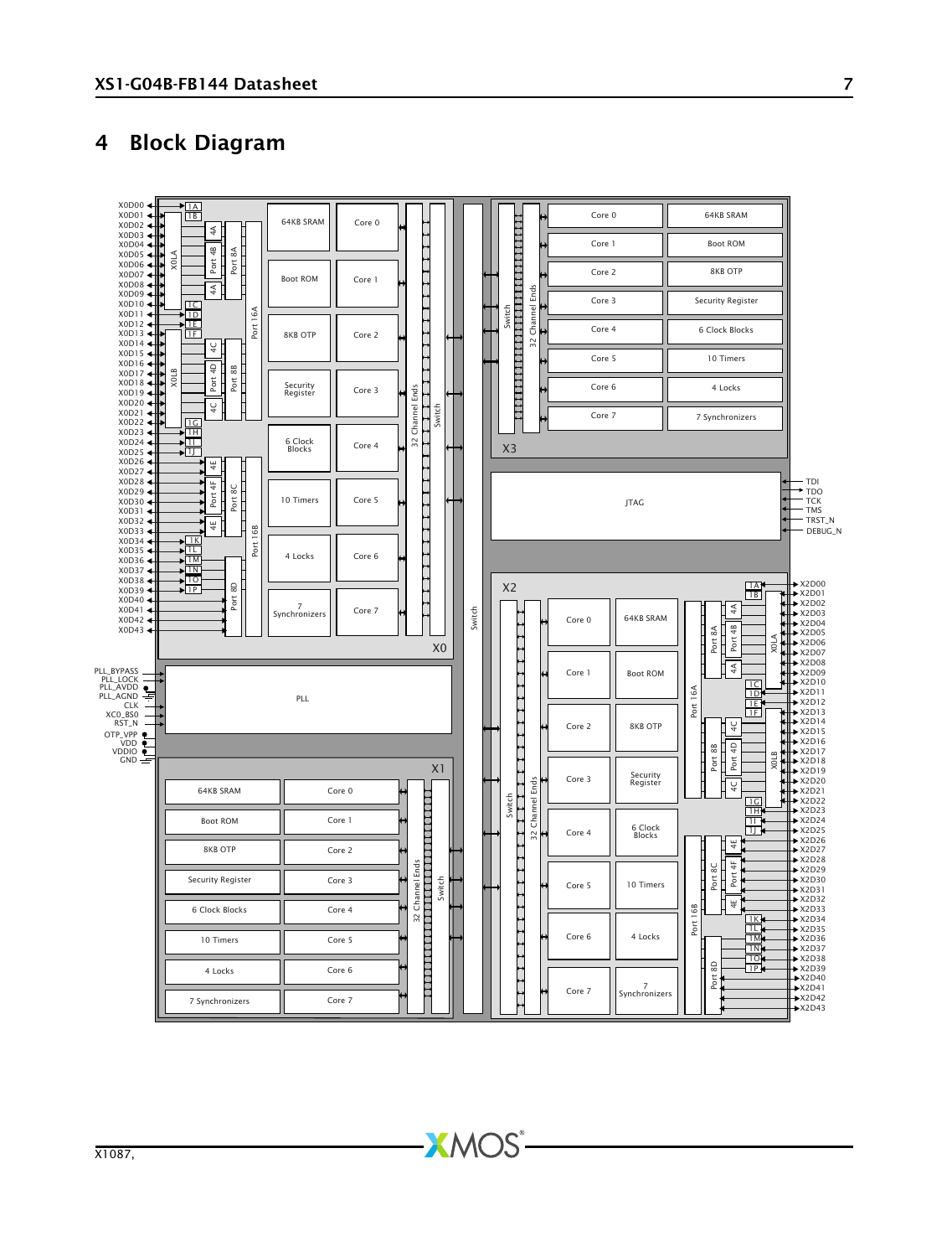# 4 Block Diagram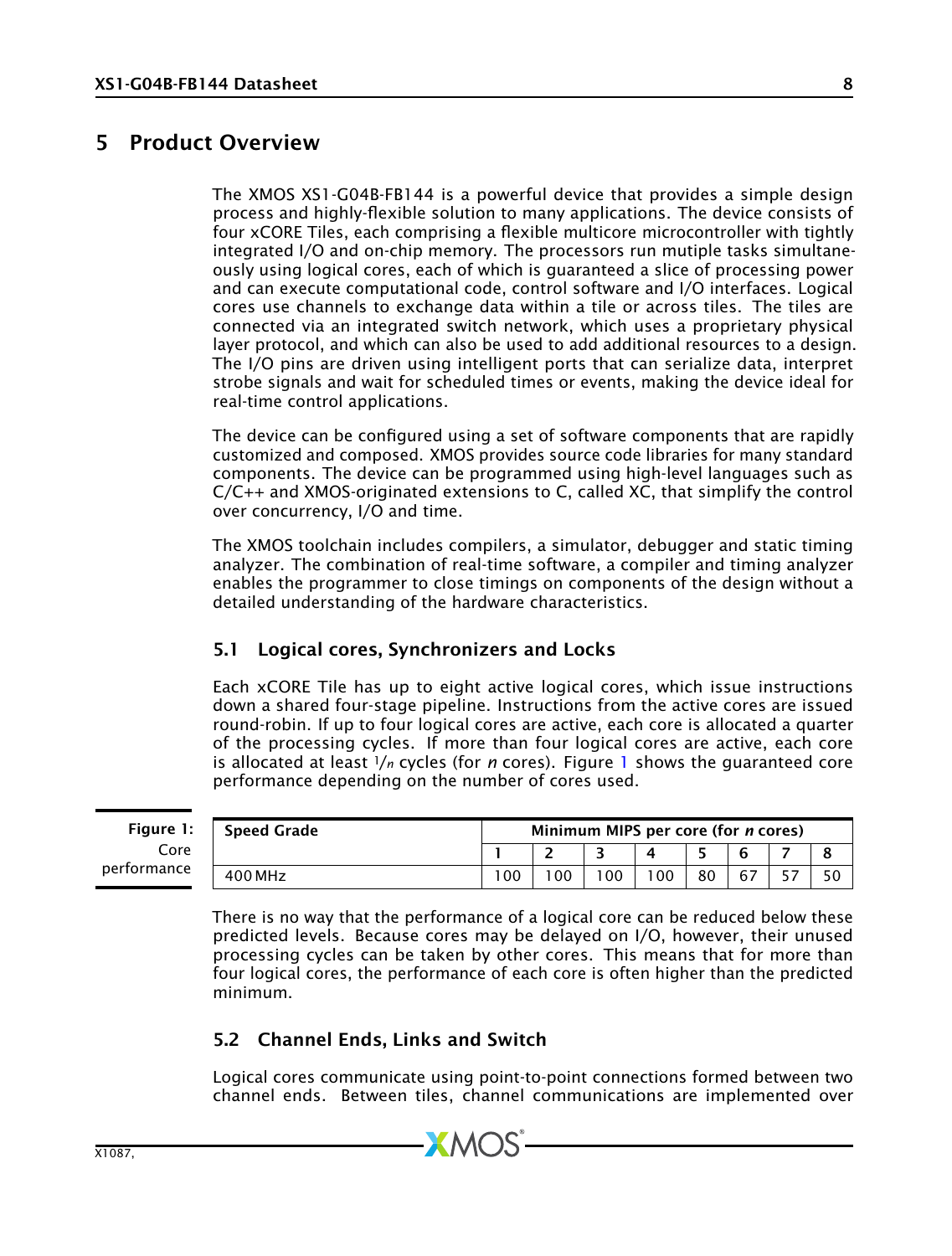# 5 Product Overview

The XMOS XS1-G04B-FB144 is a powerful device that provides a simple design process and highly-flexible solution to many applications. The device consists of four xCORE Tiles, each comprising a flexible multicore microcontroller with tightly integrated I/O and on-chip memory. The processors run mutiple tasks simultaneously using logical cores, each of which is guaranteed a slice of processing power and can execute computational code, control software and I/O interfaces. Logical cores use channels to exchange data within a tile or across tiles. The tiles are connected via an integrated switch network, which uses a proprietary physical layer protocol, and which can also be used to add additional resources to a design. The I/O pins are driven using intelligent ports that can serialize data, interpret strobe signals and wait for scheduled times or events, making the device ideal for real-time control applications.

The device can be configured using a set of software components that are rapidly customized and composed. XMOS provides source code libraries for many standard components. The device can be programmed using high-level languages such as C/C++ and XMOS-originated extensions to C, called XC, that simplify the control over concurrency, I/O and time.

The XMOS toolchain includes compilers, a simulator, debugger and static timing analyzer. The combination of real-time software, a compiler and timing analyzer enables the programmer to close timings on components of the design without a detailed understanding of the hardware characteristics.

## 5.1 Logical cores, Synchronizers and Locks

Each xCORE Tile has up to eight active logical cores, which issue instructions down a shared four-stage pipeline. Instructions from the active cores are issued round-robin. If up to four logical cores are active, each core is allocated a quarter of the processing cycles. If more than four logical cores are active, each core is allocated at least $1/n$ cycles (for $n$ cores). Figure 1 shows the guaranteed core performance depending on the number of cores used.

**Figure 1:** Core performance

| Speed Grade | Minimum MIPS per core (for *n* cores) | | | | | | | |
|---|---|---|---|---|---|---|---|---|
| | 1 | 2 | 3 | 4 | 5 | 6 | 7 | 8 |
| 400 MHz | 100 | 100 | 100 | 100 | 80 | 67 | 57 | 50 |

There is no way that the performance of a logical core can be reduced below these predicted levels. Because cores may be delayed on I/O, however, their unused processing cycles can be taken by other cores. This means that for more than four logical cores, the performance of each core is often higher than the predicted minimum.

## 5.2 Channel Ends, Links and Switch

Logical cores communicate using point-to-point connections formed between two channel ends. Between tiles, channel communications are implemented over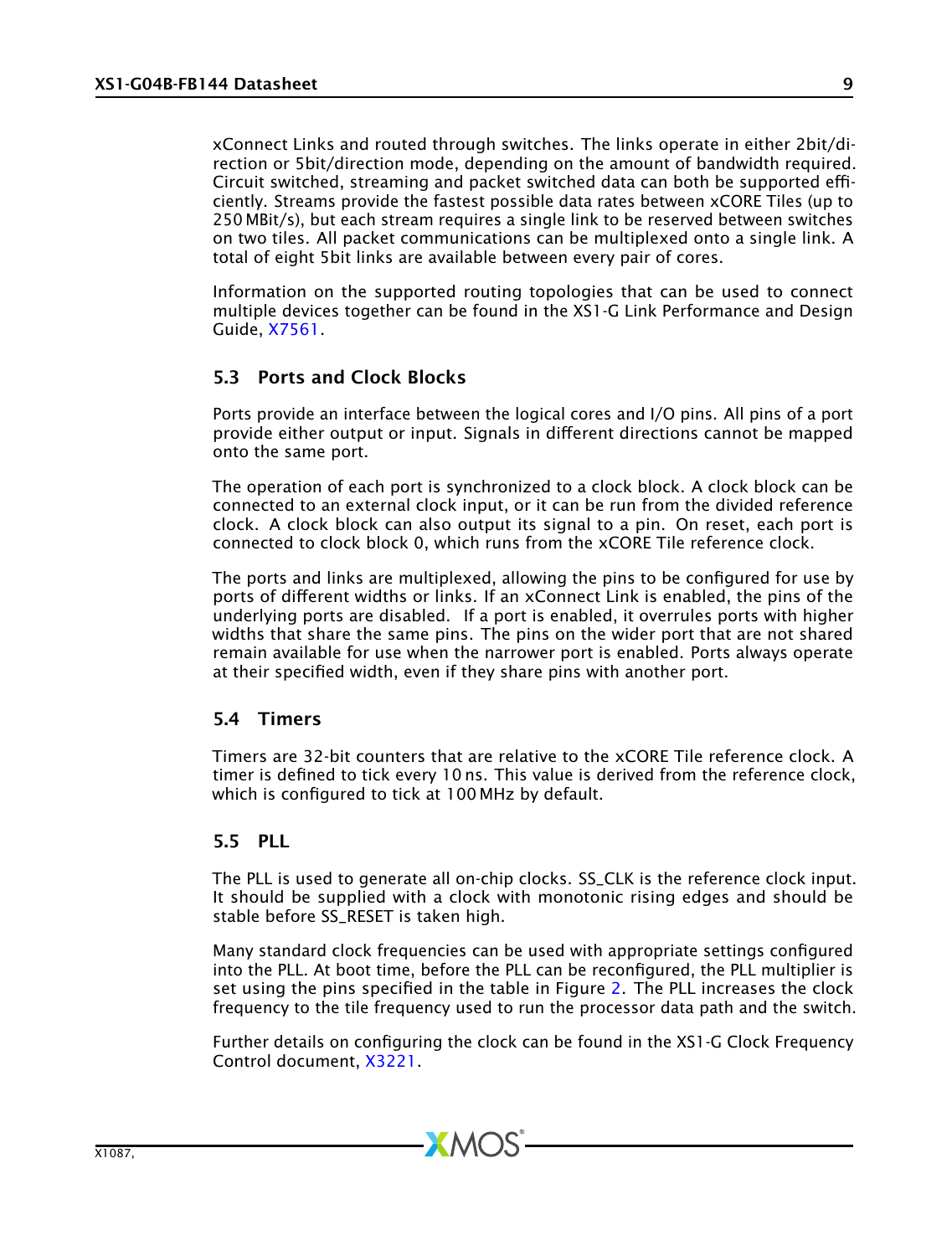xConnect Links and routed through switches. The links operate in either 2bit/direction or 5bit/direction mode, depending on the amount of bandwidth required. Circuit switched, streaming and packet switched data can both be supported efficiently. Streams provide the fastest possible data rates between xCORE Tiles (up to 250 MBit/s), but each stream requires a single link to be reserved between switches on two tiles. All packet communications can be multiplexed onto a single link. A total of eight 5bit links are available between every pair of cores.

Information on the supported routing topologies that can be used to connect multiple devices together can be found in the XS1-G Link Performance and Design Guide, X7561.

### 5.3 Ports and Clock Blocks

Ports provide an interface between the logical cores and I/O pins. All pins of a port provide either output or input. Signals in different directions cannot be mapped onto the same port.

The operation of each port is synchronized to a clock block. A clock block can be connected to an external clock input, or it can be run from the divided reference clock. A clock block can also output its signal to a pin. On reset, each port is connected to clock block 0, which runs from the xCORE Tile reference clock.

The ports and links are multiplexed, allowing the pins to be configured for use by ports of different widths or links. If an xConnect Link is enabled, the pins of the underlying ports are disabled. If a port is enabled, it overrules ports with higher widths that share the same pins. The pins on the wider port that are not shared remain available for use when the narrower port is enabled. Ports always operate at their specified width, even if they share pins with another port.

### 5.4 Timers

Timers are 32-bit counters that are relative to the xCORE Tile reference clock. A timer is defined to tick every 10 ns. This value is derived from the reference clock, which is configured to tick at 100 MHz by default.

### 5.5 PLL

The PLL is used to generate all on-chip clocks. SS_CLK is the reference clock input. It should be supplied with a clock with monotonic rising edges and should be stable before SS_RESET is taken high.

Many standard clock frequencies can be used with appropriate settings configured into the PLL. At boot time, before the PLL can be reconfigured, the PLL multiplier is set using the pins specified in the table in Figure 2. The PLL increases the clock frequency to the tile frequency used to run the processor data path and the switch.

Further details on configuring the clock can be found in the XS1-G Clock Frequency Control document, X3221.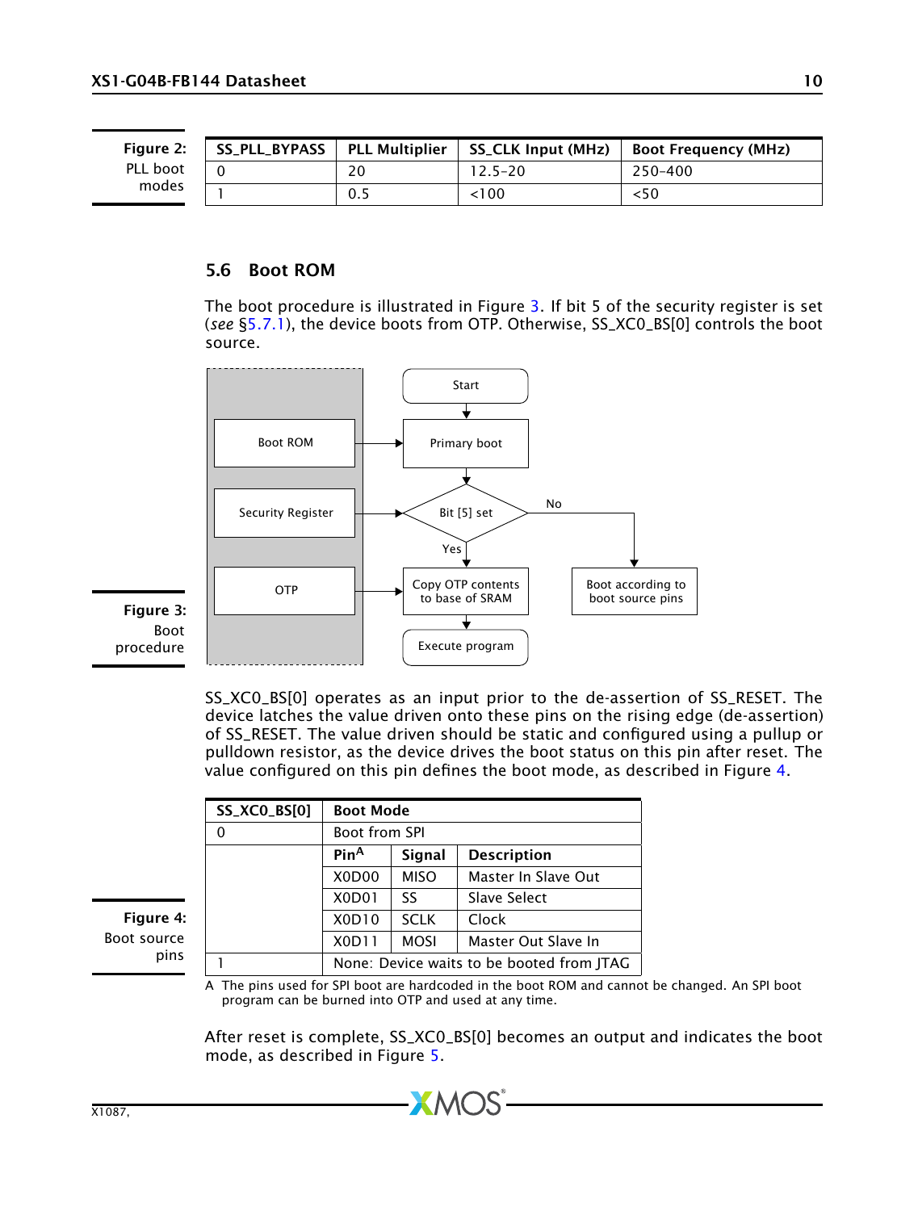Figure 2: PLL boot modes

| SS_PLL_BYPASS | PLL Multiplier | SS_CLK Input (MHz) | Boot Frequency (MHz) |
|---|---|---|---|
| 0 | 20 | 12.5–20 | 250–400 |
| 1 | 0.5 | <100 | <50 |

## 5.6 Boot ROM

The boot procedure is illustrated in Figure 3. If bit 5 of the security register is set (*see* §5.7.1), the device boots from OTP. Otherwise, SS_XC0_BS[0] controls the boot source.

Start → Primary boot (Boot ROM) → Bit [5] set (Security Register)? Yes → Copy OTP contents to base of SRAM (OTP) → Execute program. No → Boot according to boot source pins.

Figure 3: Boot procedure

SS_XC0_BS[0] operates as an input prior to the de-assertion of SS_RESET. The device latches the value driven onto these pins on the rising edge (de-assertion) of SS_RESET. The value driven should be static and configured using a pullup or pulldown resistor, as the device drives the boot status on this pin after reset. The value configured on this pin defines the boot mode, as described in Figure 4.

Figure 4: Boot source pins

| SS_XC0_BS[0] | Boot Mode | | |
|---|---|---|---|
| 0 | Boot from SPI | | |
| | **Pin**[A] | **Signal** | **Description** |
| | X0D00 | MISO | Master In Slave Out |
| | X0D01 | SS | Slave Select |
| | X0D10 | SCLK | Clock |
| | X0D11 | MOSI | Master Out Slave In |
| 1 | None: Device waits to be booted from JTAG | | |

A The pins used for SPI boot are hardcoded in the boot ROM and cannot be changed. An SPI boot program can be burned into OTP and used at any time.

After reset is complete, SS_XC0_BS[0] becomes an output and indicates the boot mode, as described in Figure 5.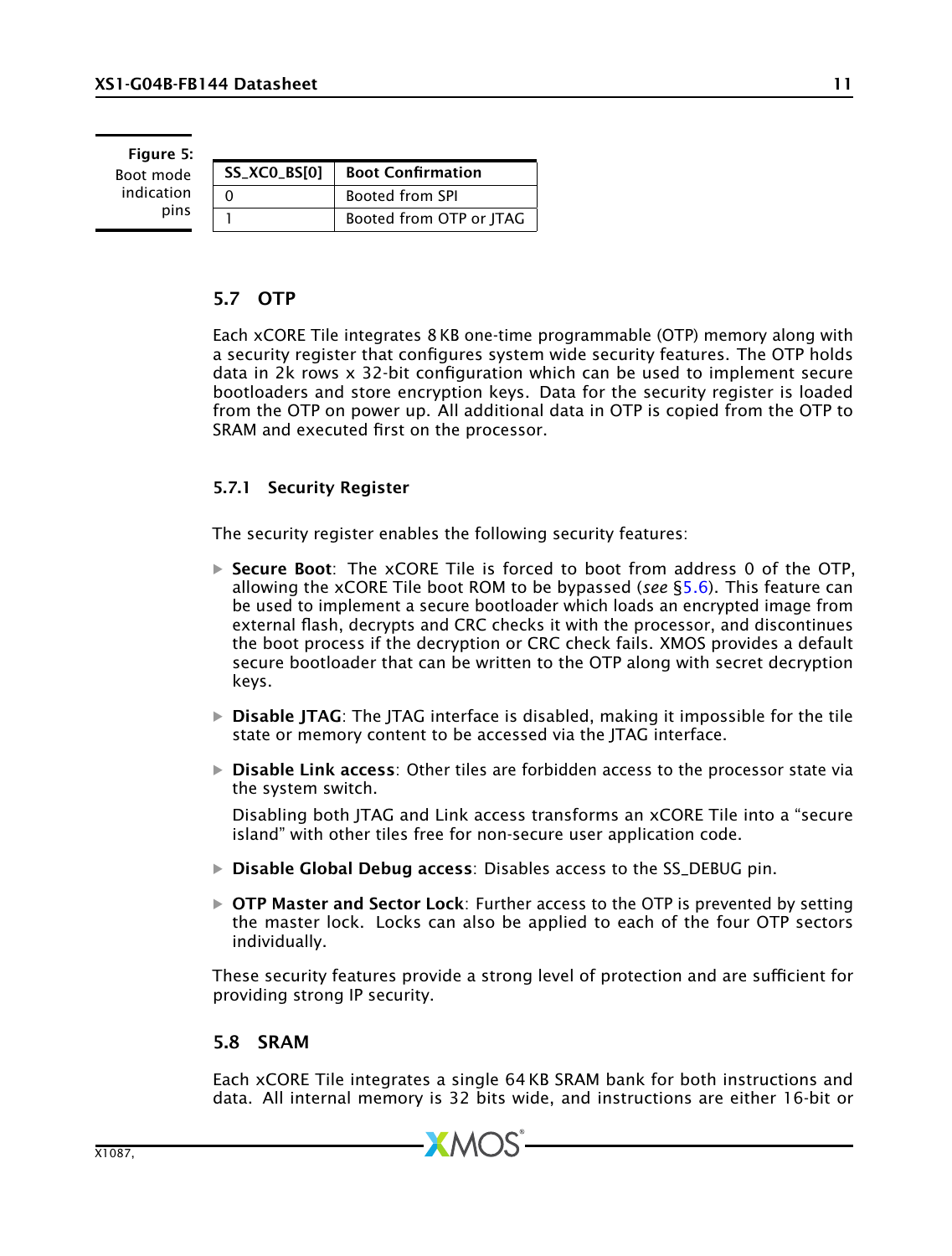Figure 5: Boot mode indication pins

| SS_XC0_BS[0] | Boot Confirmation |
|---|---|
| 0 | Booted from SPI |
| 1 | Booted from OTP or JTAG |

## 5.7 OTP

Each xCORE Tile integrates 8 KB one-time programmable (OTP) memory along with a security register that configures system wide security features. The OTP holds data in 2k rows x 32-bit configuration which can be used to implement secure bootloaders and store encryption keys. Data for the security register is loaded from the OTP on power up. All additional data in OTP is copied from the OTP to SRAM and executed first on the processor.

### 5.7.1 Security Register

The security register enables the following security features:

- **Secure Boot**: The xCORE Tile is forced to boot from address 0 of the OTP, allowing the xCORE Tile boot ROM to be bypassed (*see* §5.6). This feature can be used to implement a secure bootloader which loads an encrypted image from external flash, decrypts and CRC checks it with the processor, and discontinues the boot process if the decryption or CRC check fails. XMOS provides a default secure bootloader that can be written to the OTP along with secret decryption keys.
- **Disable JTAG**: The JTAG interface is disabled, making it impossible for the tile state or memory content to be accessed via the JTAG interface.
- **Disable Link access**: Other tiles are forbidden access to the processor state via the system switch.

  Disabling both JTAG and Link access transforms an xCORE Tile into a "secure island" with other tiles free for non-secure user application code.
- **Disable Global Debug access**: Disables access to the SS_DEBUG pin.
- **OTP Master and Sector Lock**: Further access to the OTP is prevented by setting the master lock. Locks can also be applied to each of the four OTP sectors individually.

These security features provide a strong level of protection and are sufficient for providing strong IP security.

## 5.8 SRAM

Each xCORE Tile integrates a single 64 KB SRAM bank for both instructions and data. All internal memory is 32 bits wide, and instructions are either 16-bit or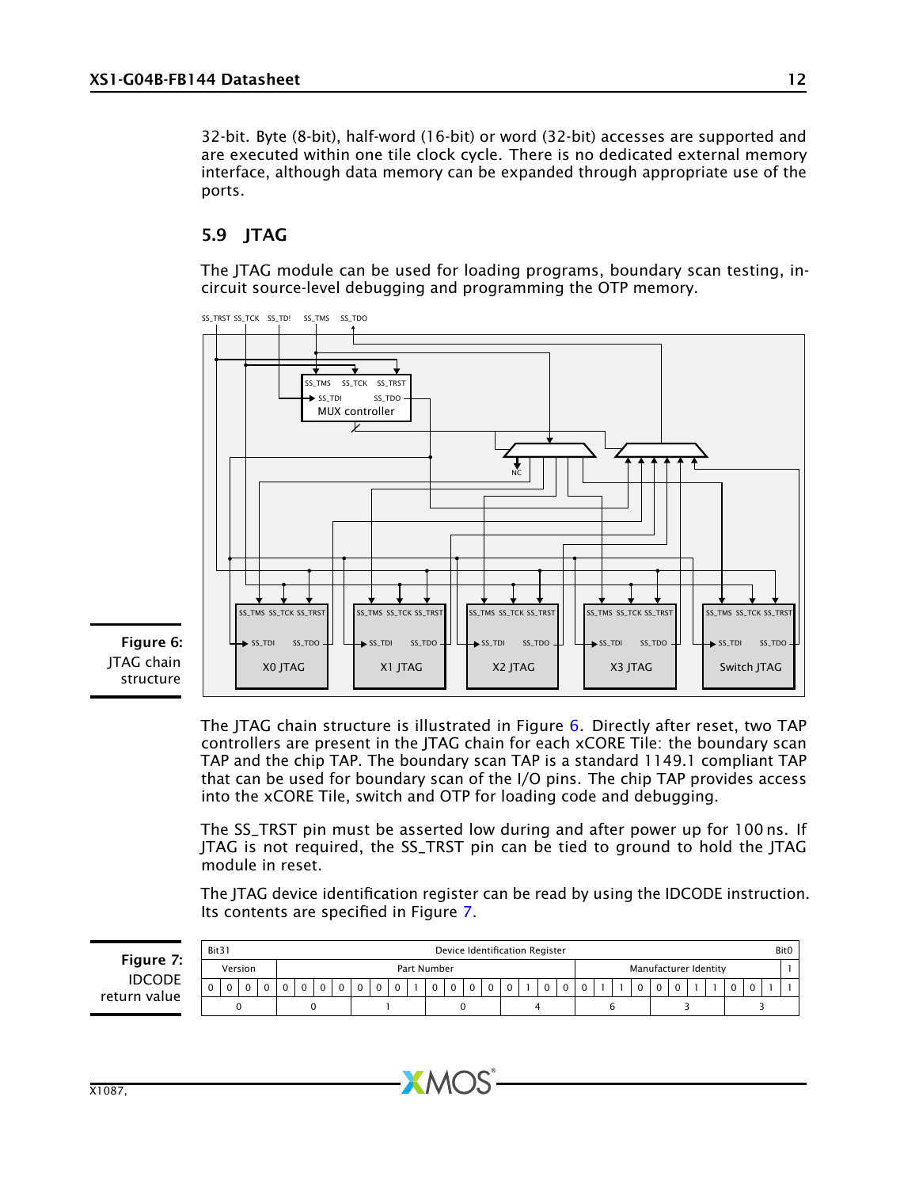32-bit. Byte (8-bit), half-word (16-bit) or word (32-bit) accesses are supported and are executed within one tile clock cycle. There is no dedicated external memory interface, although data memory can be expanded through appropriate use of the ports.

## 5.9 JTAG

The JTAG module can be used for loading programs, boundary scan testing, in-circuit source-level debugging and programming the OTP memory.

**Figure 6:** JTAG chain structure

The JTAG chain structure is illustrated in Figure 6. Directly after reset, two TAP controllers are present in the JTAG chain for each xCORE Tile: the boundary scan TAP and the chip TAP. The boundary scan TAP is a standard 1149.1 compliant TAP that can be used for boundary scan of the I/O pins. The chip TAP provides access into the xCORE Tile, switch and OTP for loading code and debugging.

The SS_TRST pin must be asserted low during and after power up for 100 ns. If JTAG is not required, the SS_TRST pin can be tied to ground to hold the JTAG module in reset.

The JTAG device identification register can be read by using the IDCODE instruction. Its contents are specified in Figure 7.

**Figure 7:** IDCODE return value

| Bit31 | | | | | | | | | | | | | | | | Device Identification Register | | | | | | | | | | | | | | | Bit0 |
|---|---|---|---|---|---|---|---|---|---|---|---|---|---|---|---|---|---|---|---|---|---|---|---|---|---|---|---|---|---|---|---|
| Version | | | | Part Number | | | | | | | | | | | | | | | | Manufacturer Identity | | | | | | | | | | | 1 |
| 0 | 0 | 0 | 0 | 0 | 0 | 0 | 0 | 0 | 0 | 0 | 1 | 0 | 0 | 0 | 0 | 0 | 1 | 0 | 0 | 0 | 1 | 1 | 0 | 0 | 0 | 1 | 1 | 0 | 0 | 1 | 1 |
| 0 | | | | 0 | | | | 1 | | | | 0 | | | | 4 | | | | 6 | | | | 3 | | | | 3 | | | |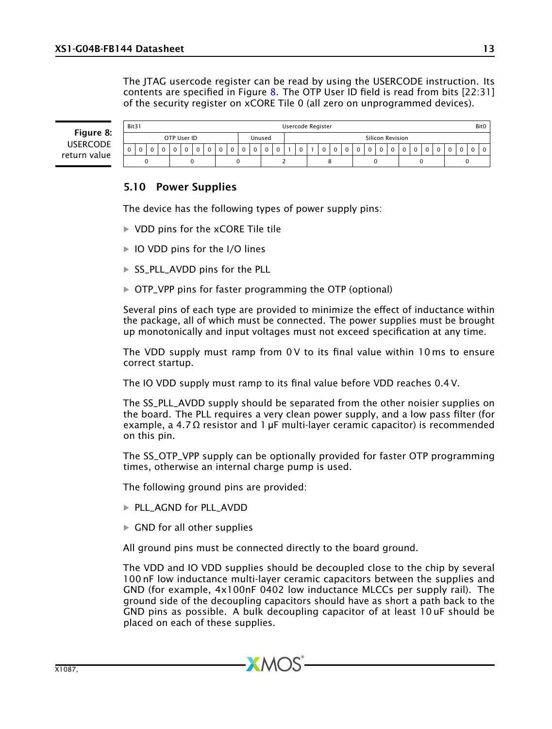The JTAG usercode register can be read by using the USERCODE instruction. Its contents are specified in Figure 8. The OTP User ID field is read from bits [22:31] of the security register on xCORE Tile 0 (all zero on unprogrammed devices).

**Figure 8:** USERCODE return value

| Bit31 | | | | | | | | | | | | | | | | | | | | | | | | | | | | | | | Bit0 |
|---|---|---|---|---|---|---|---|---|---|---|---|---|---|---|---|---|---|---|---|---|---|---|---|---|---|---|---|---|---|---|---|
| OTP User ID | | | | | | | | | | Unused | | | | Silicon Revision | | | | | | | | | | | | | | | | | |
| 0 | 0 | 0 | 0 | 0 | 0 | 0 | 0 | 0 | 0 | 0 | 0 | 0 | 0 | 1 | 0 | 1 | 0 | 0 | 0 | 0 | 0 | 0 | 0 | 0 | 0 | 0 | 0 | 0 | 0 | 0 | 0 |
| 0 | | | | 0 | | | | 0 | | | | 2 | | | | 8 | | | | 0 | | | | 0 | | | | 0 | | | |

## 5.10 Power Supplies

The device has the following types of power supply pins:

- VDD pins for the xCORE Tile tile
- IO VDD pins for the I/O lines
- SS_PLL_AVDD pins for the PLL
- OTP_VPP pins for faster programming the OTP (optional)

Several pins of each type are provided to minimize the effect of inductance within the package, all of which must be connected. The power supplies must be brought up monotonically and input voltages must not exceed specification at any time.

The VDD supply must ramp from 0 V to its final value within 10 ms to ensure correct startup.

The IO VDD supply must ramp to its final value before VDD reaches 0.4 V.

The SS_PLL_AVDD supply should be separated from the other noisier supplies on the board. The PLL requires a very clean power supply, and a low pass filter (for example, a 4.7 Ω resistor and 1 μF multi-layer ceramic capacitor) is recommended on this pin.

The SS_OTP_VPP supply can be optionally provided for faster OTP programming times, otherwise an internal charge pump is used.

The following ground pins are provided:

- PLL_AGND for PLL_AVDD
- GND for all other supplies

All ground pins must be connected directly to the board ground.

The VDD and IO VDD supplies should be decoupled close to the chip by several 100 nF low inductance multi-layer ceramic capacitors between the supplies and GND (for example, 4x100nF 0402 low inductance MLCCs per supply rail). The ground side of the decoupling capacitors should have as short a path back to the GND pins as possible. A bulk decoupling capacitor of at least 10 uF should be placed on each of these supplies.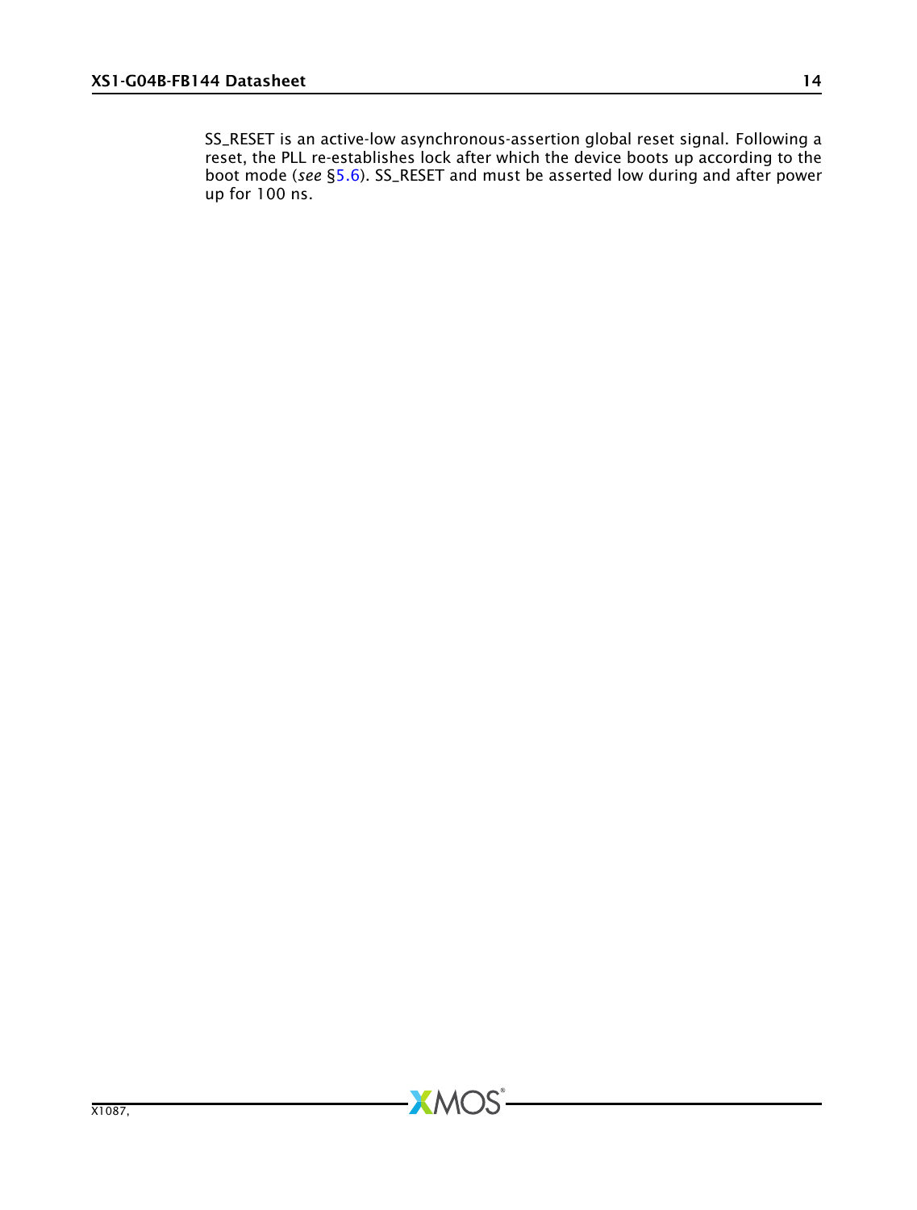SS_RESET is an active-low asynchronous-assertion global reset signal. Following a reset, the PLL re-establishes lock after which the device boots up according to the boot mode (*see* §5.6). SS_RESET and must be asserted low during and after power up for 100 ns.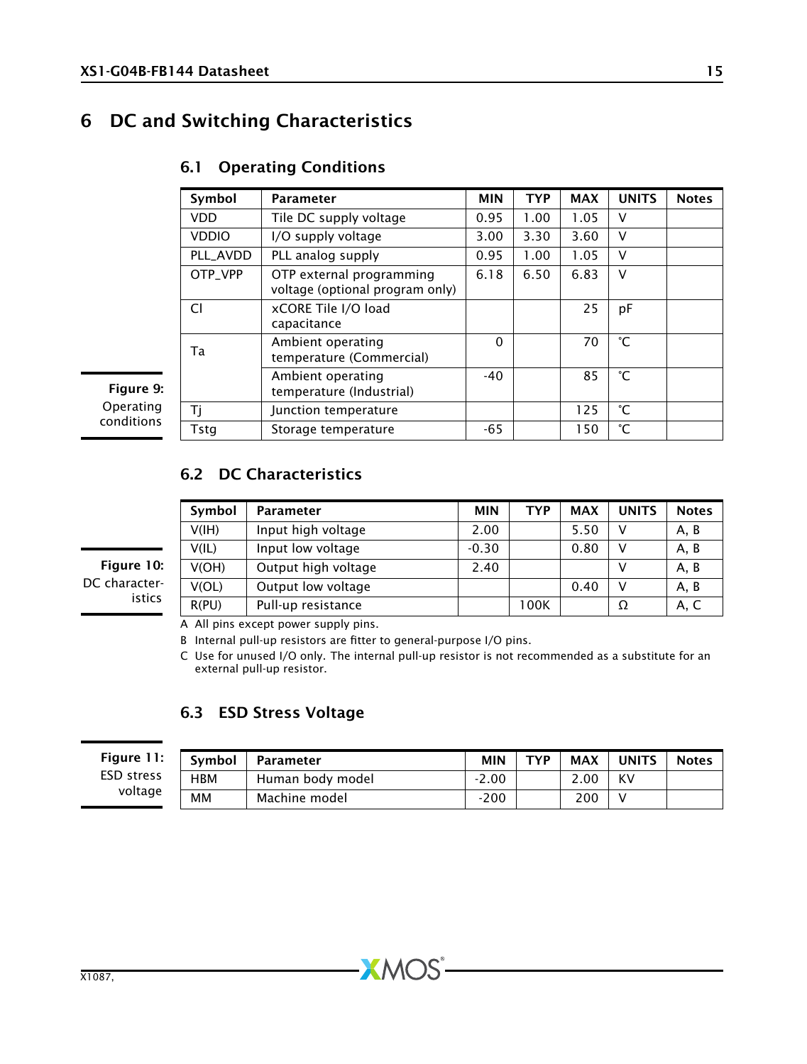# 6 DC and Switching Characteristics

## 6.1 Operating Conditions

| Symbol | Parameter | MIN | TYP | MAX | UNITS | Notes |
|---|---|---|---|---|---|---|
| VDD | Tile DC supply voltage | 0.95 | 1.00 | 1.05 | V | |
| VDDIO | I/O supply voltage | 3.00 | 3.30 | 3.60 | V | |
| PLL_AVDD | PLL analog supply | 0.95 | 1.00 | 1.05 | V | |
| OTP_VPP | OTP external programming voltage (optional program only) | 6.18 | 6.50 | 6.83 | V | |
| CI | xCORE Tile I/O load capacitance | | | 25 | pF | |
| Ta | Ambient operating temperature (Commercial) | 0 | | 70 | °C | |
| | Ambient operating temperature (Industrial) | -40 | | 85 | °C | |
| Tj | Junction temperature | | | 125 | °C | |
| Tstg | Storage temperature | -65 | | 150 | °C | |

**Figure 9:** Operating conditions

## 6.2 DC Characteristics

| Symbol | Parameter | MIN | TYP | MAX | UNITS | Notes |
|---|---|---|---|---|---|---|
| V(IH) | Input high voltage | 2.00 | | 5.50 | V | A, B |
| V(IL) | Input low voltage | -0.30 | | 0.80 | V | A, B |
| V(OH) | Output high voltage | 2.40 | | | V | A, B |
| V(OL) | Output low voltage | | | 0.40 | V | A, B |
| R(PU) | Pull-up resistance | | 100K | | Ω | A, C |

**Figure 10:** DC characteristics

A All pins except power supply pins.

B Internal pull-up resistors are fitter to general-purpose I/O pins.

C Use for unused I/O only. The internal pull-up resistor is not recommended as a substitute for an external pull-up resistor.

## 6.3 ESD Stress Voltage

| Symbol | Parameter | MIN | TYP | MAX | UNITS | Notes |
|---|---|---|---|---|---|---|
| HBM | Human body model | -2.00 | | 2.00 | KV | |
| MM | Machine model | -200 | | 200 | V | |

**Figure 11:** ESD stress voltage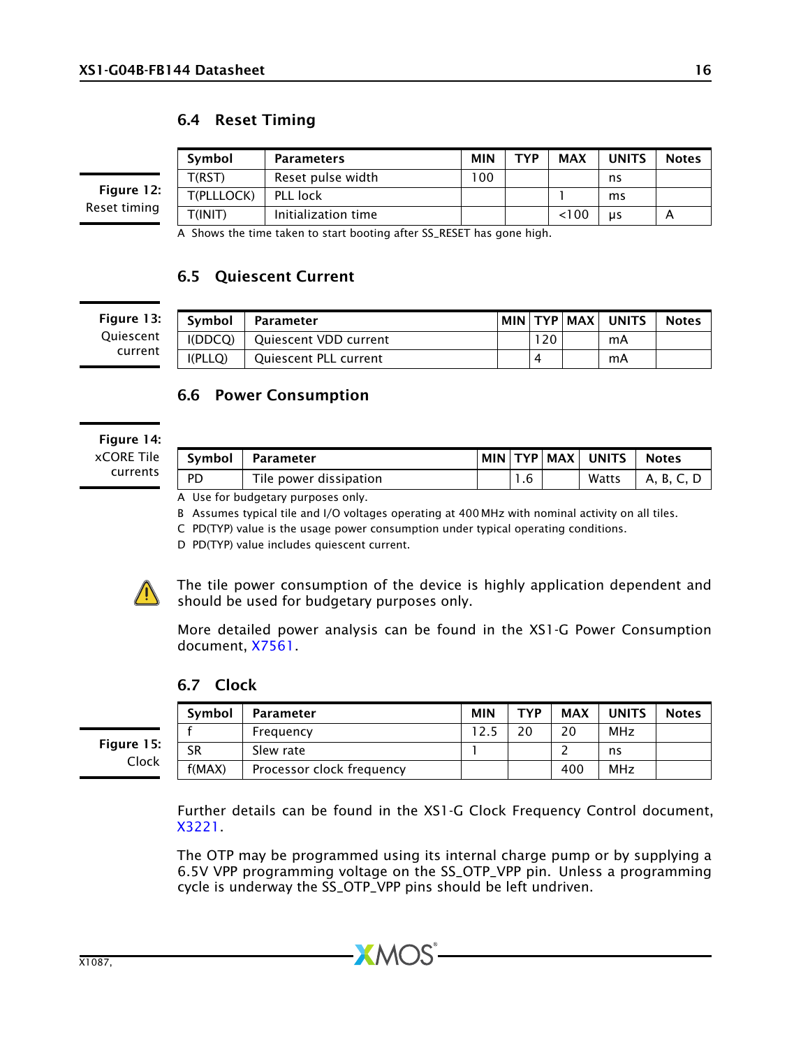## 6.4 Reset Timing

**Figure 12:** Reset timing

| Symbol | Parameters | MIN | TYP | MAX | UNITS | Notes |
|---|---|---|---|---|---|---|
| T(RST) | Reset pulse width | 100 | | | ns | |
| T(PLLLOCK) | PLL lock | | | 1 | ms | |
| T(INIT) | Initialization time | | | <100 | µs | A |

A Shows the time taken to start booting after SS_RESET has gone high.

## 6.5 Quiescent Current

**Figure 13:** Quiescent current

| Symbol | Parameter | MIN | TYP | MAX | UNITS | Notes |
|---|---|---|---|---|---|---|
| I(DDCQ) | Quiescent VDD current | | 120 | | mA | |
| I(PLLQ) | Quiescent PLL current | | 4 | | mA | |

## 6.6 Power Consumption

**Figure 14:** xCORE Tile currents

| Symbol | Parameter | MIN | TYP | MAX | UNITS | Notes |
|---|---|---|---|---|---|---|
| PD | Tile power dissipation | | 1.6 | | Watts | A, B, C, D |

A Use for budgetary purposes only.

B Assumes typical tile and I/O voltages operating at 400 MHz with nominal activity on all tiles.

C PD(TYP) value is the usage power consumption under typical operating conditions.

D PD(TYP) value includes quiescent current.

The tile power consumption of the device is highly application dependent and should be used for budgetary purposes only.

More detailed power analysis can be found in the XS1-G Power Consumption document, X7561.

## 6.7 Clock

**Figure 15:** Clock

| Symbol | Parameter | MIN | TYP | MAX | UNITS | Notes |
|---|---|---|---|---|---|---|
| f | Frequency | 12.5 | 20 | 20 | MHz | |
| SR | Slew rate | 1 | | 2 | ns | |
| f(MAX) | Processor clock frequency | | | 400 | MHz | |

Further details can be found in the XS1-G Clock Frequency Control document, X3221.

The OTP may be programmed using its internal charge pump or by supplying a 6.5V VPP programming voltage on the SS_OTP_VPP pin. Unless a programming cycle is underway the SS_OTP_VPP pins should be left undriven.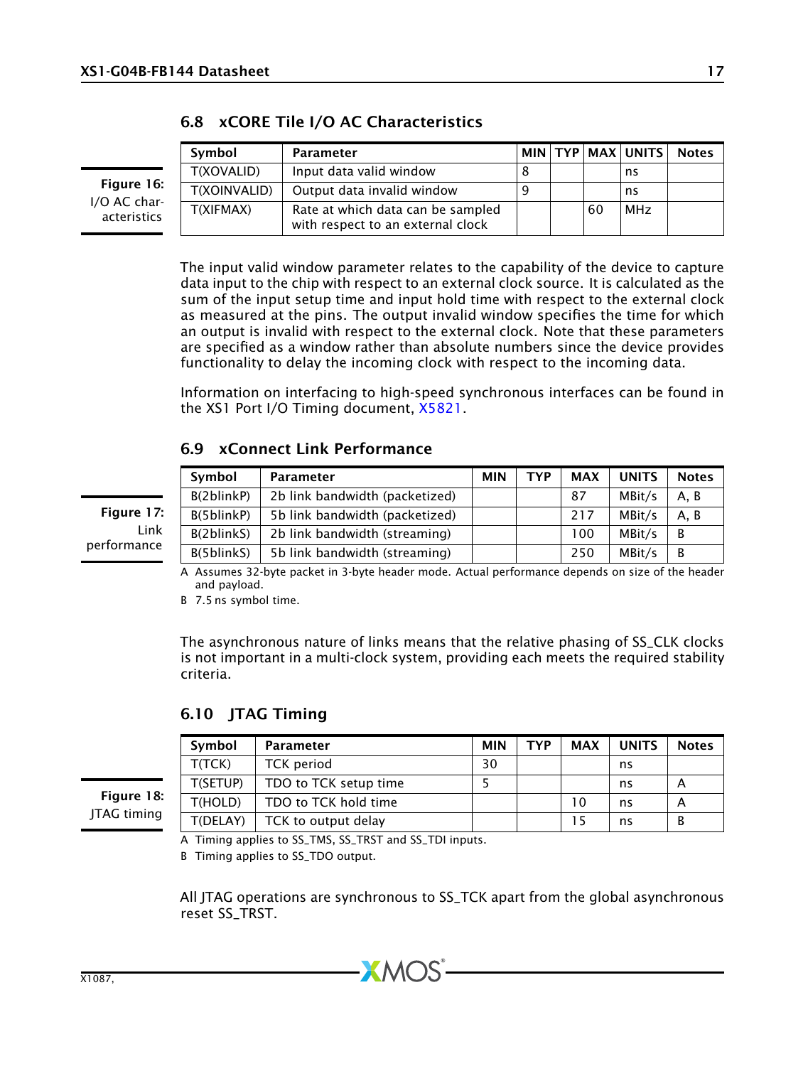## 6.8 xCORE Tile I/O AC Characteristics

Figure 16: I/O AC characteristics

| Symbol | Parameter | MIN | TYP | MAX | UNITS | Notes |
|---|---|---|---|---|---|---|
| T(XOVALID) | Input data valid window | 8 | | | ns | |
| T(XOINVALID) | Output data invalid window | 9 | | | ns | |
| T(XIFMAX) | Rate at which data can be sampled with respect to an external clock | | | 60 | MHz | |

The input valid window parameter relates to the capability of the device to capture data input to the chip with respect to an external clock source. It is calculated as the sum of the input setup time and input hold time with respect to the external clock as measured at the pins. The output invalid window specifies the time for which an output is invalid with respect to the external clock. Note that these parameters are specified as a window rather than absolute numbers since the device provides functionality to delay the incoming clock with respect to the incoming data.

Information on interfacing to high-speed synchronous interfaces can be found in the XS1 Port I/O Timing document, X5821.

## 6.9 xConnect Link Performance

Figure 17: Link performance

| Symbol | Parameter | MIN | TYP | MAX | UNITS | Notes |
|---|---|---|---|---|---|---|
| B(2blinkP) | 2b link bandwidth (packetized) | | | 87 | MBit/s | A, B |
| B(5blinkP) | 5b link bandwidth (packetized) | | | 217 | MBit/s | A, B |
| B(2blinkS) | 2b link bandwidth (streaming) | | | 100 | MBit/s | B |
| B(5blinkS) | 5b link bandwidth (streaming) | | | 250 | MBit/s | B |

A Assumes 32-byte packet in 3-byte header mode. Actual performance depends on size of the header and payload.

B 7.5 ns symbol time.

The asynchronous nature of links means that the relative phasing of SS_CLK clocks is not important in a multi-clock system, providing each meets the required stability criteria.

## 6.10 JTAG Timing

Figure 18: JTAG timing

| Symbol | Parameter | MIN | TYP | MAX | UNITS | Notes |
|---|---|---|---|---|---|---|
| T(TCK) | TCK period | 30 | | | ns | |
| T(SETUP) | TDO to TCK setup time | 5 | | | ns | A |
| T(HOLD) | TDO to TCK hold time | | | 10 | ns | A |
| T(DELAY) | TCK to output delay | | | 15 | ns | B |

A Timing applies to SS_TMS, SS_TRST and SS_TDI inputs.

B Timing applies to SS_TDO output.

All JTAG operations are synchronous to SS_TCK apart from the global asynchronous reset SS_TRST.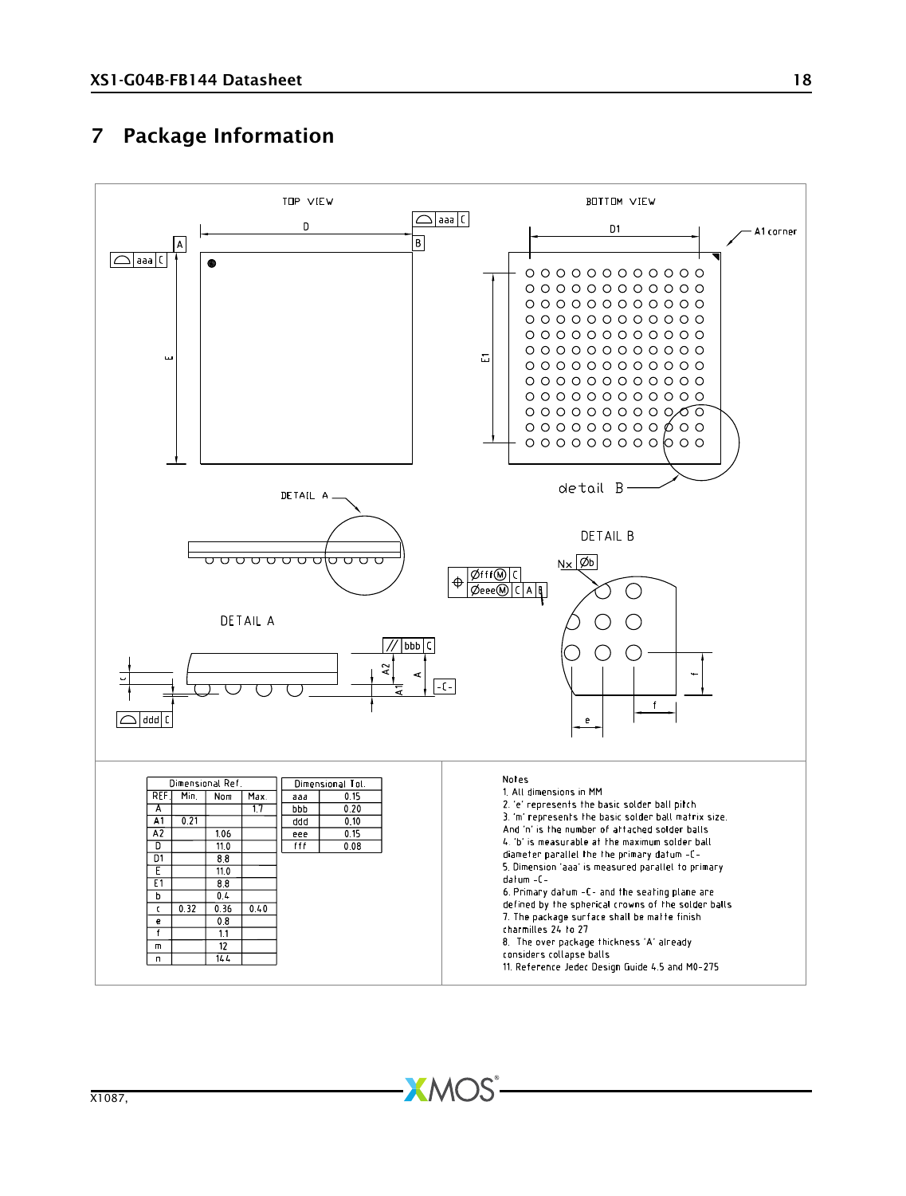# 7 Package Information

| Dimensional Ref. | | | |
|---|---|---|---|
| REF. | Min. | Nom | Max. |
| A | | | 1.7 |
| A1 | 0.21 | | |
| A2 | | 1.06 | |
| D | | 11.0 | |
| D1 | | 8.8 | |
| E | | 11.0 | |
| E1 | | 8.8 | |
| b | | 0.4 | |
| c | 0.32 | 0.36 | 0.40 |
| e | | 0.8 | |
| f | | 1.1 | |
| m | | 12 | |
| n | | 144 | |

| Dimensional Tol. | |
|---|---|
| aaa | 0.15 |
| bbb | 0.20 |
| ddd | 0.10 |
| eee | 0.15 |
| fff | 0.08 |

Notes
1. All dimensions in MM
2. 'e' represents the basic solder ball pitch
3. 'm' represents the basic solder ball matrix size. And 'n' is the number of attached solder balls
4. 'b' is measurable at the maximum solder ball diameter parallel the the primary datum -C-
5. Dimension 'aaa' is measured parallel to primary datum -C-
6. Primary datum -C- and the seating plane are defined by the spherical crowns of the solder balls
7. The package surface shall be matte finish charmilles 24 to 27
8. The over package thickness 'A' already considers collapse balls
11. Reference Jedec Design Guide 4.5 and MO-275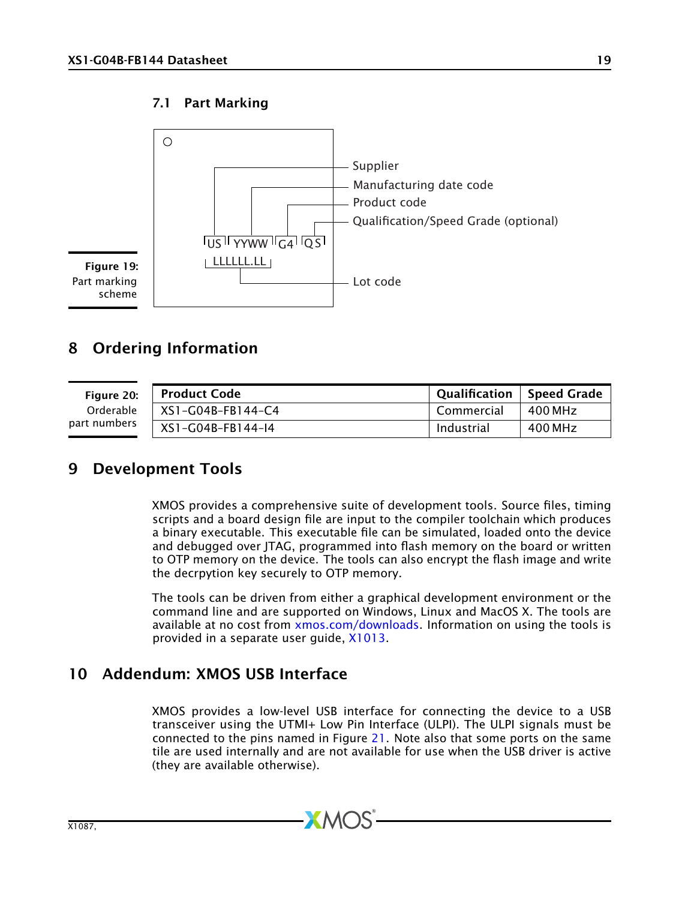### 7.1 Part Marking

```
US YYWW G4 QS      — Supplier / Manufacturing date code / Product code / Qualification/Speed Grade (optional)
LLLLLL.LL          — Lot code
```

**Figure 19:** Part marking scheme

## 8 Ordering Information

**Figure 20:** Orderable part numbers

| Product Code | Qualification | Speed Grade |
|---|---|---|
| XS1-G04B-FB144-C4 | Commercial | 400 MHz |
| XS1-G04B-FB144-I4 | Industrial | 400 MHz |

## 9 Development Tools

XMOS provides a comprehensive suite of development tools. Source files, timing scripts and a board design file are input to the compiler toolchain which produces a binary executable. This executable file can be simulated, loaded onto the device and debugged over JTAG, programmed into flash memory on the board or written to OTP memory on the device. The tools can also encrypt the flash image and write the decrpytion key securely to OTP memory.

The tools can be driven from either a graphical development environment or the command line and are supported on Windows, Linux and MacOS X. The tools are available at no cost from xmos.com/downloads. Information on using the tools is provided in a separate user guide, X1013.

## 10 Addendum: XMOS USB Interface

XMOS provides a low-level USB interface for connecting the device to a USB transceiver using the UTMI+ Low Pin Interface (ULPI). The ULPI signals must be connected to the pins named in Figure 21. Note also that some ports on the same tile are used internally and are not available for use when the USB driver is active (they are available otherwise).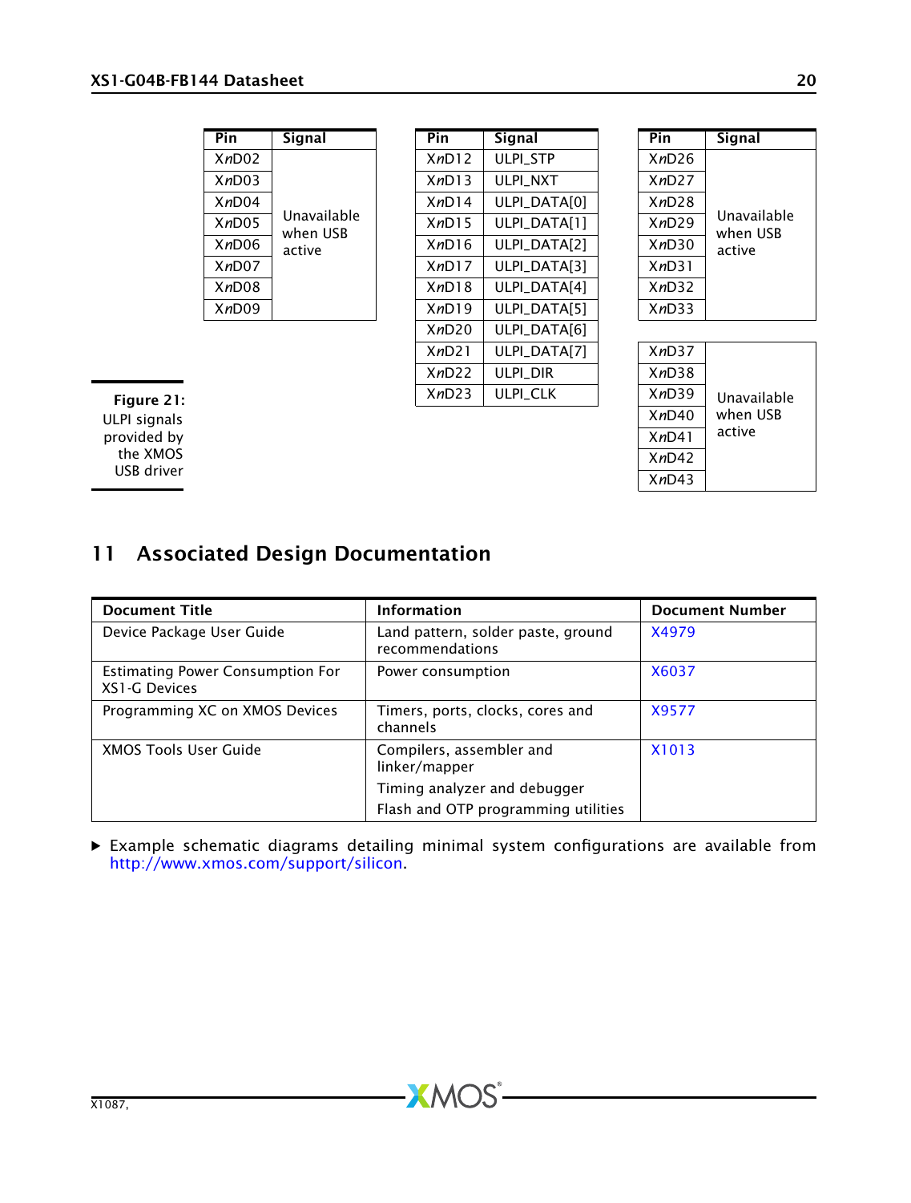| Pin | Signal |
|---|---|
| X*n*D02 | Unavailable when USB active |
| X*n*D03 | |
| X*n*D04 | |
| X*n*D05 | |
| X*n*D06 | |
| X*n*D07 | |
| X*n*D08 | |
| X*n*D09 | |

| Pin | Signal |
|---|---|
| X*n*D12 | ULPI_STP |
| X*n*D13 | ULPI_NXT |
| X*n*D14 | ULPI_DATA[0] |
| X*n*D15 | ULPI_DATA[1] |
| X*n*D16 | ULPI_DATA[2] |
| X*n*D17 | ULPI_DATA[3] |
| X*n*D18 | ULPI_DATA[4] |
| X*n*D19 | ULPI_DATA[5] |
| X*n*D20 | ULPI_DATA[6] |
| X*n*D21 | ULPI_DATA[7] |
| X*n*D22 | ULPI_DIR |
| X*n*D23 | ULPI_CLK |

| Pin | Signal |
|---|---|
| X*n*D26 | Unavailable when USB active |
| X*n*D27 | |
| X*n*D28 | |
| X*n*D29 | |
| X*n*D30 | |
| X*n*D31 | |
| X*n*D32 | |
| X*n*D33 | |
| X*n*D37 | Unavailable when USB active |
| X*n*D38 | |
| X*n*D39 | |
| X*n*D40 | |
| X*n*D41 | |
| X*n*D42 | |
| X*n*D43 | |

**Figure 21:** ULPI signals provided by the XMOS USB driver

## 11 Associated Design Documentation

| Document Title | Information | Document Number |
|---|---|---|
| Device Package User Guide | Land pattern, solder paste, ground recommendations | X4979 |
| Estimating Power Consumption For XS1-G Devices | Power consumption | X6037 |
| Programming XC on XMOS Devices | Timers, ports, clocks, cores and channels | X9577 |
| XMOS Tools User Guide | Compilers, assembler and linker/mapper<br>Timing analyzer and debugger<br>Flash and OTP programming utilities | X1013 |

- Example schematic diagrams detailing minimal system configurations are available from http://www.xmos.com/support/silicon.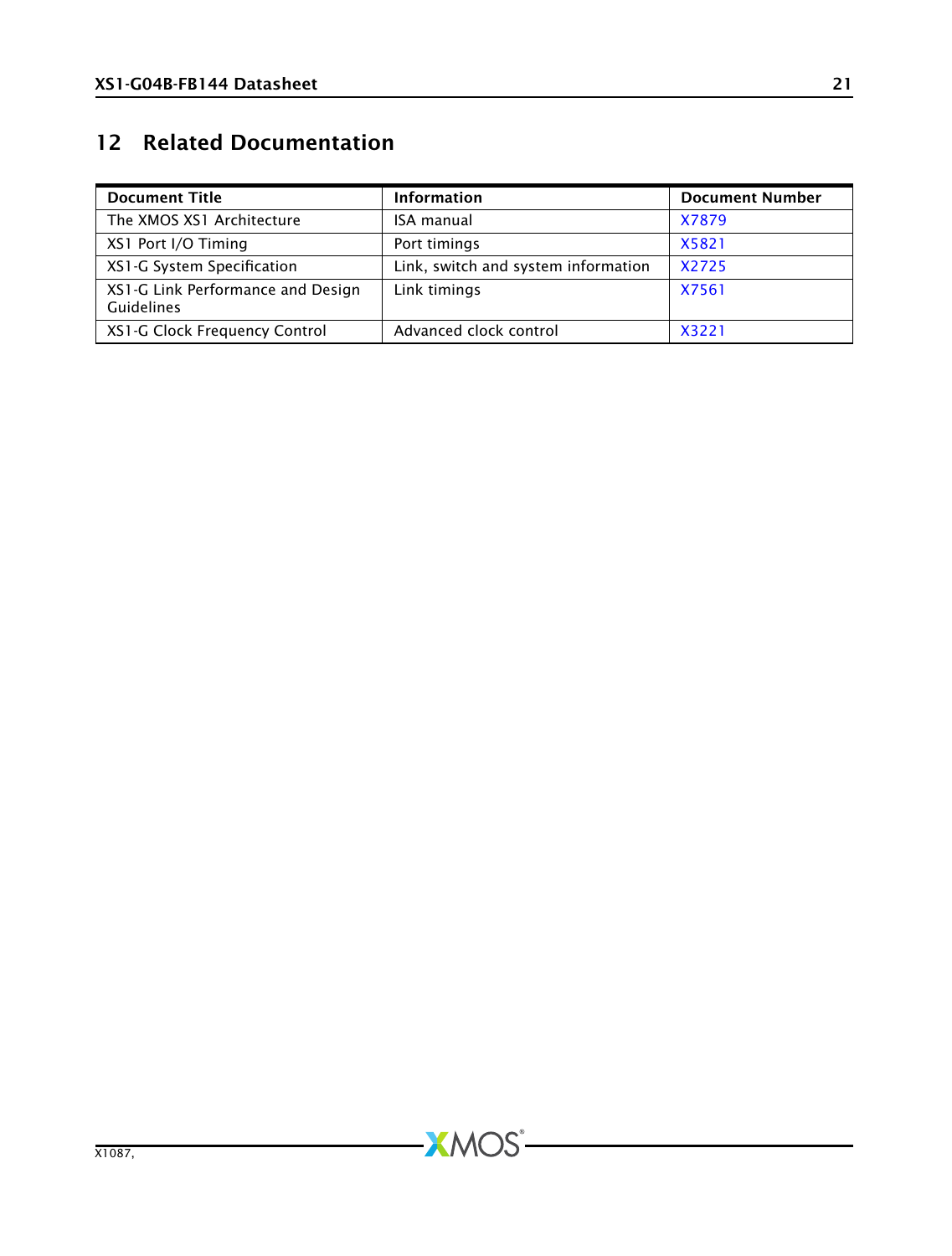## 12 Related Documentation

| Document Title | Information | Document Number |
|---|---|---|
| The XMOS XS1 Architecture | ISA manual | X7879 |
| XS1 Port I/O Timing | Port timings | X5821 |
| XS1-G System Specification | Link, switch and system information | X2725 |
| XS1-G Link Performance and Design Guidelines | Link timings | X7561 |
| XS1-G Clock Frequency Control | Advanced clock control | X3221 |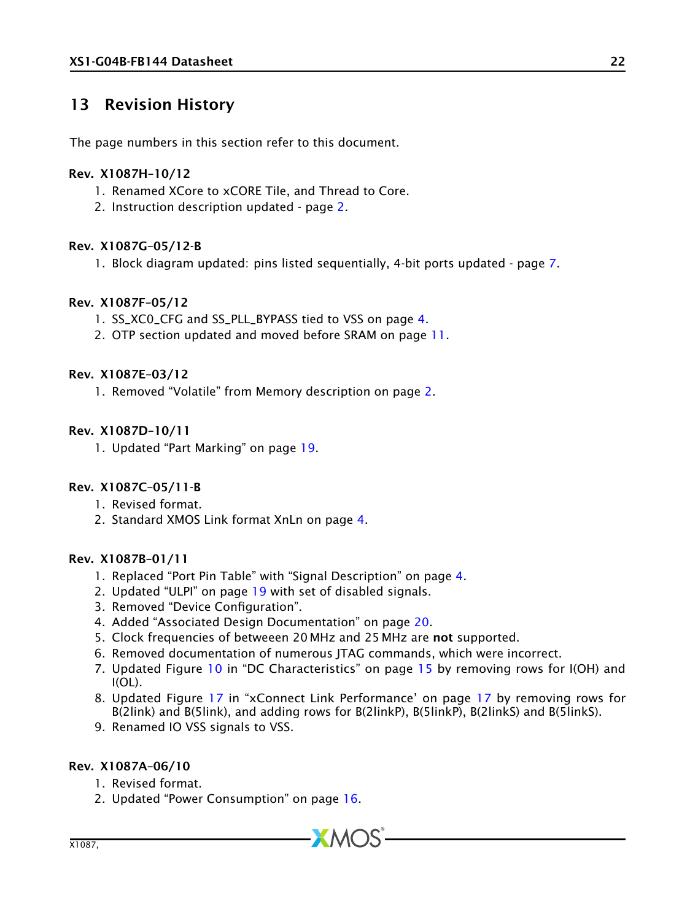## 13 Revision History

The page numbers in this section refer to this document.

### Rev. X1087H-10/12

1. Renamed XCore to xCORE Tile, and Thread to Core.
2. Instruction description updated - page 2.

### Rev. X1087G-05/12-B

1. Block diagram updated: pins listed sequentially, 4-bit ports updated - page 7.

### Rev. X1087F-05/12

1. SS_XC0_CFG and SS_PLL_BYPASS tied to VSS on page 4.
2. OTP section updated and moved before SRAM on page 11.

### Rev. X1087E-03/12

1. Removed “Volatile” from Memory description on page 2.

### Rev. X1087D-10/11

1. Updated “Part Marking” on page 19.

### Rev. X1087C-05/11-B

1. Revised format.
2. Standard XMOS Link format XnLn on page 4.

### Rev. X1087B-01/11

1. Replaced “Port Pin Table” with “Signal Description” on page 4.
2. Updated “ULPI” on page 19 with set of disabled signals.
3. Removed “Device Configuration”.
4. Added “Associated Design Documentation” on page 20.
5. Clock frequencies of betweeen 20 MHz and 25 MHz are **not** supported.
6. Removed documentation of numerous JTAG commands, which were incorrect.
7. Updated Figure 10 in “DC Characteristics” on page 15 by removing rows for I(OH) and I(OL).
8. Updated Figure 17 in “xConnect Link Performance’ on page 17 by removing rows for B(2link) and B(5link), and adding rows for B(2linkP), B(5linkP), B(2linkS) and B(5linkS).
9. Renamed IO VSS signals to VSS.

### Rev. X1087A-06/10

1. Revised format.
2. Updated “Power Consumption” on page 16.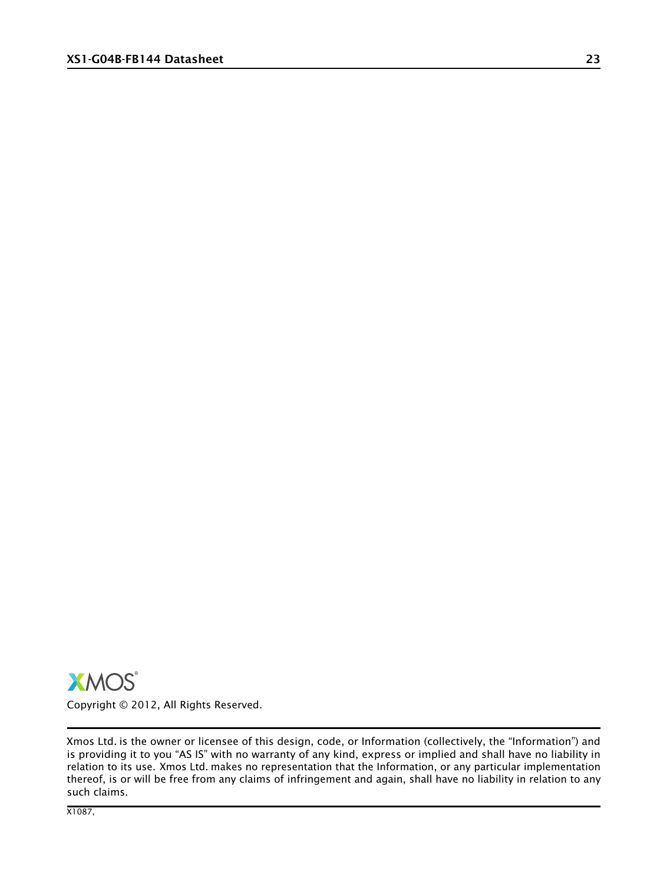XMOS

Copyright © 2012, All Rights Reserved.

---

Xmos Ltd. is the owner or licensee of this design, code, or Information (collectively, the "Information") and is providing it to you "AS IS" with no warranty of any kind, express or implied and shall have no liability in relation to its use. Xmos Ltd. makes no representation that the Information, or any particular implementation thereof, is or will be free from any claims of infringement and again, shall have no liability in relation to any such claims.

---

X1087,